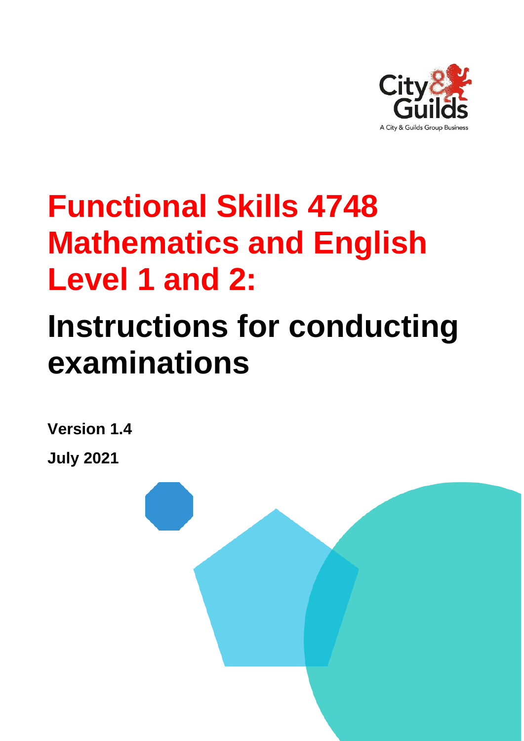# Functional Skills 4748 Mathematics and English Level 1 and 2:

# Instructions for conducting examinations

**Version 1.4**

**July 2021**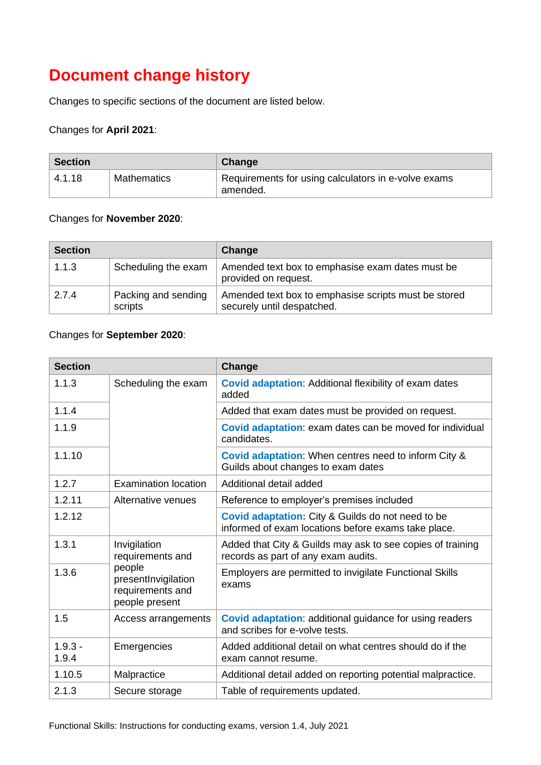# Document change history

Changes to specific sections of the document are listed below.

Changes for **April 2021**:

| Section | | Change |
|---|---|---|
| 4.1.18 | Mathematics | Requirements for using calculators in e-volve exams amended. |

Changes for **November 2020**:

| Section | | Change |
|---|---|---|
| 1.1.3 | Scheduling the exam | Amended text box to emphasise exam dates must be provided on request. |
| 2.7.4 | Packing and sending scripts | Amended text box to emphasise scripts must be stored securely until despatched. |

Changes for **September 2020**:

| Section | | Change |
|---|---|---|
| 1.1.3 | Scheduling the exam | **Covid adaptation**: Additional flexibility of exam dates added |
| 1.1.4 | | Added that exam dates must be provided on request. |
| 1.1.9 | | **Covid adaptation**: exam dates can be moved for individual candidates. |
| 1.1.10 | | **Covid adaptation**: When centres need to inform City & Guilds about changes to exam dates |
| 1.2.7 | Examination location | Additional detail added |
| 1.2.11 | Alternative venues | Reference to employer's premises included |
| 1.2.12 | | **Covid adaptation:** City & Guilds do not need to be informed of exam locations before exams take place. |
| 1.3.1 | Invigilation requirements and people presentInvigilation requirements and people present | Added that City & Guilds may ask to see copies of training records as part of any exam audits. |
| 1.3.6 | | Employers are permitted to invigilate Functional Skills exams |
| 1.5 | Access arrangements | **Covid adaptation**: additional guidance for using readers and scribes for e-volve tests. |
| 1.9.3 - 1.9.4 | Emergencies | Added additional detail on what centres should do if the exam cannot resume. |
| 1.10.5 | Malpractice | Additional detail added on reporting potential malpractice. |
| 2.1.3 | Secure storage | Table of requirements updated. |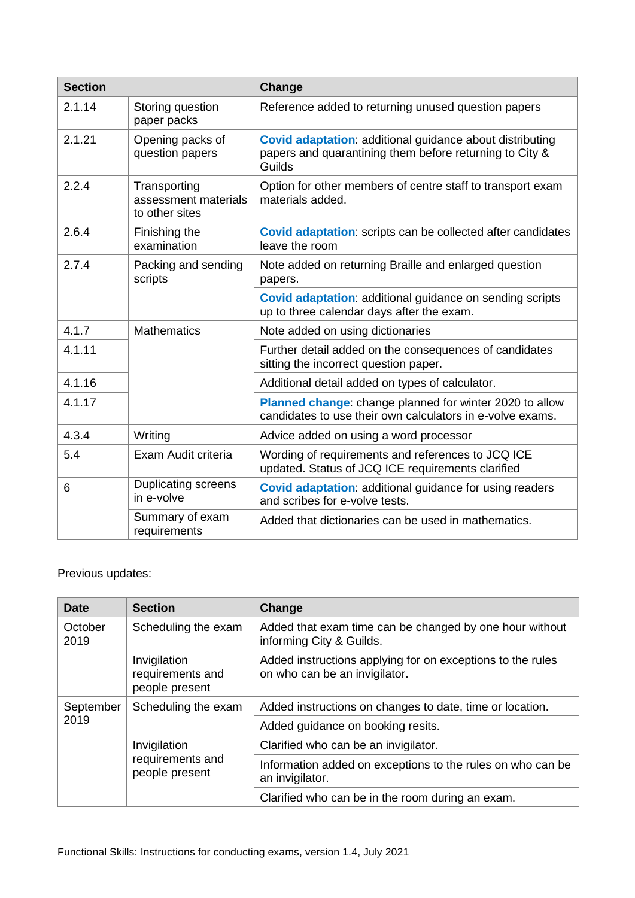| Section | | Change |
|---|---|---|
| 2.1.14 | Storing question paper packs | Reference added to returning unused question papers |
| 2.1.21 | Opening packs of question papers | **Covid adaptation**: additional guidance about distributing papers and quarantining them before returning to City & Guilds |
| 2.2.4 | Transporting assessment materials to other sites | Option for other members of centre staff to transport exam materials added. |
| 2.6.4 | Finishing the examination | **Covid adaptation**: scripts can be collected after candidates leave the room |
| 2.7.4 | Packing and sending scripts | Note added on returning Braille and enlarged question papers. |
| | | **Covid adaptation**: additional guidance on sending scripts up to three calendar days after the exam. |
| 4.1.7 | Mathematics | Note added on using dictionaries |
| 4.1.11 | | Further detail added on the consequences of candidates sitting the incorrect question paper. |
| 4.1.16 | | Additional detail added on types of calculator. |
| 4.1.17 | | **Planned change**: change planned for winter 2020 to allow candidates to use their own calculators in e-volve exams. |
| 4.3.4 | Writing | Advice added on using a word processor |
| 5.4 | Exam Audit criteria | Wording of requirements and references to JCQ ICE updated. Status of JCQ ICE requirements clarified |
| 6 | Duplicating screens in e-volve | **Covid adaptation**: additional guidance for using readers and scribes for e-volve tests. |
| | Summary of exam requirements | Added that dictionaries can be used in mathematics. |

Previous updates:

| Date | Section | Change |
|---|---|---|
| October 2019 | Scheduling the exam | Added that exam time can be changed by one hour without informing City & Guilds. |
| | Invigilation requirements and people present | Added instructions applying for on exceptions to the rules on who can be an invigilator. |
| September 2019 | Scheduling the exam | Added instructions on changes to date, time or location. |
| | | Added guidance on booking resits. |
| | Invigilation requirements and people present | Clarified who can be an invigilator. |
| | | Information added on exceptions to the rules on who can be an invigilator. |
| | | Clarified who can be in the room during an exam. |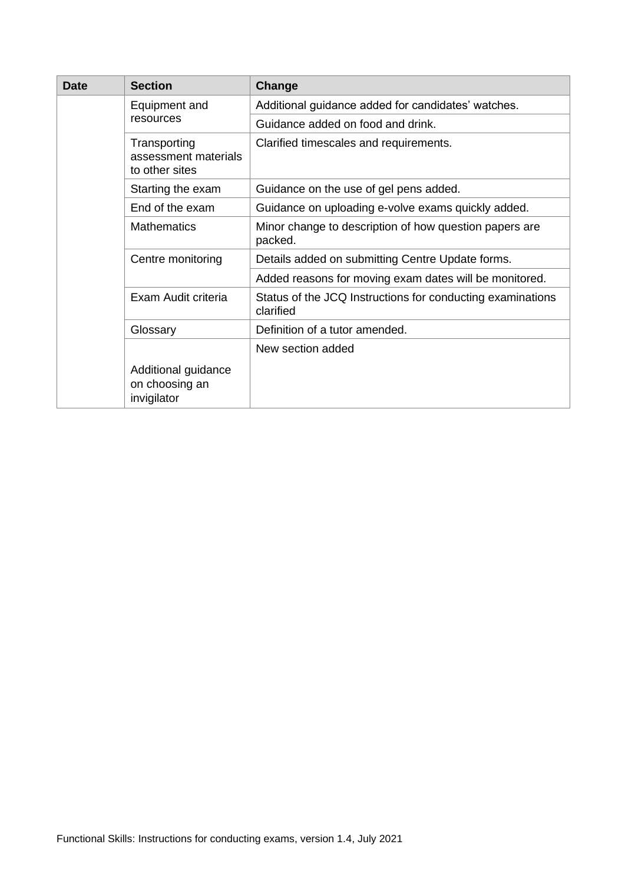| Date | Section | Change |
|---|---|---|
| | Equipment and resources | Additional guidance added for candidates' watches. |
| | | Guidance added on food and drink. |
| | Transporting assessment materials to other sites | Clarified timescales and requirements. |
| | Starting the exam | Guidance on the use of gel pens added. |
| | End of the exam | Guidance on uploading e-volve exams quickly added. |
| | Mathematics | Minor change to description of how question papers are packed. |
| | Centre monitoring | Details added on submitting Centre Update forms. |
| | | Added reasons for moving exam dates will be monitored. |
| | Exam Audit criteria | Status of the JCQ Instructions for conducting examinations clarified |
| | Glossary | Definition of a tutor amended. |
| | Additional guidance on choosing an invigilator | New section added |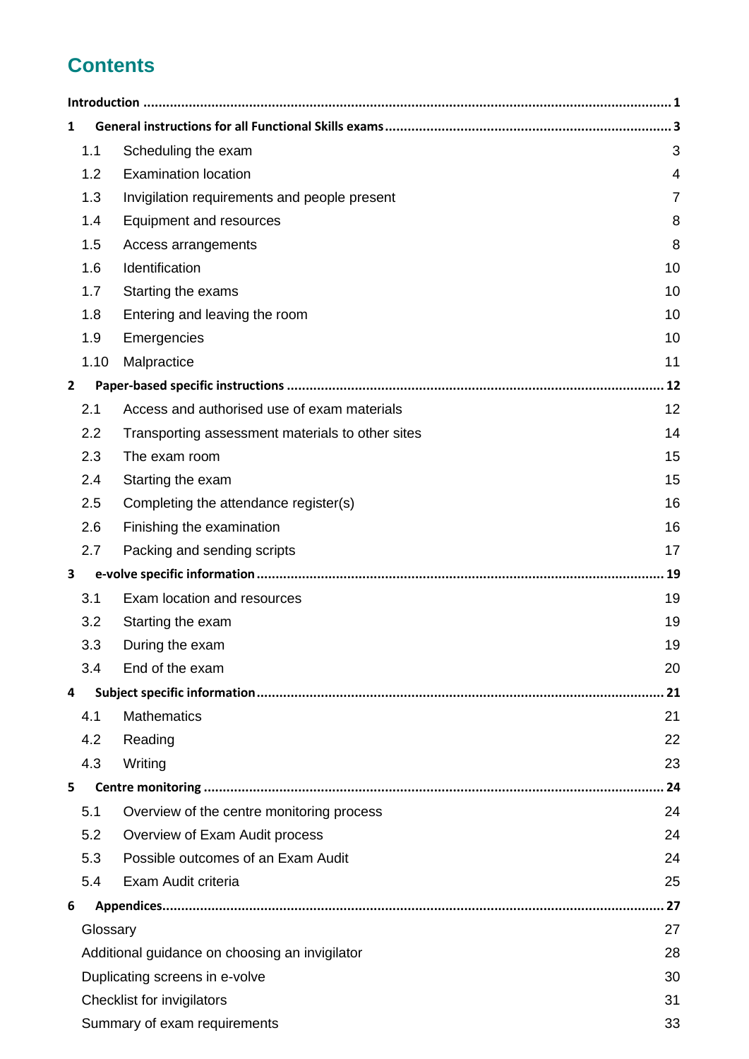# Contents

| | | |
|---|---|---|
| **Introduction** | | **1** |
| **1** | **General instructions for all Functional Skills exams** | **3** |
| 1.1 | Scheduling the exam | 3 |
| 1.2 | Examination location | 4 |
| 1.3 | Invigilation requirements and people present | 7 |
| 1.4 | Equipment and resources | 8 |
| 1.5 | Access arrangements | 8 |
| 1.6 | Identification | 10 |
| 1.7 | Starting the exams | 10 |
| 1.8 | Entering and leaving the room | 10 |
| 1.9 | Emergencies | 10 |
| 1.10 | Malpractice | 11 |
| **2** | **Paper-based specific instructions** | **12** |
| 2.1 | Access and authorised use of exam materials | 12 |
| 2.2 | Transporting assessment materials to other sites | 14 |
| 2.3 | The exam room | 15 |
| 2.4 | Starting the exam | 15 |
| 2.5 | Completing the attendance register(s) | 16 |
| 2.6 | Finishing the examination | 16 |
| 2.7 | Packing and sending scripts | 17 |
| **3** | **e-volve specific information** | **19** |
| 3.1 | Exam location and resources | 19 |
| 3.2 | Starting the exam | 19 |
| 3.3 | During the exam | 19 |
| 3.4 | End of the exam | 20 |
| **4** | **Subject specific information** | **21** |
| 4.1 | Mathematics | 21 |
| 4.2 | Reading | 22 |
| 4.3 | Writing | 23 |
| **5** | **Centre monitoring** | **24** |
| 5.1 | Overview of the centre monitoring process | 24 |
| 5.2 | Overview of Exam Audit process | 24 |
| 5.3 | Possible outcomes of an Exam Audit | 24 |
| 5.4 | Exam Audit criteria | 25 |
| **6** | **Appendices** | **27** |
| | Glossary | 27 |
| | Additional guidance on choosing an invigilator | 28 |
| | Duplicating screens in e-volve | 30 |
| | Checklist for invigilators | 31 |
| | Summary of exam requirements | 33 |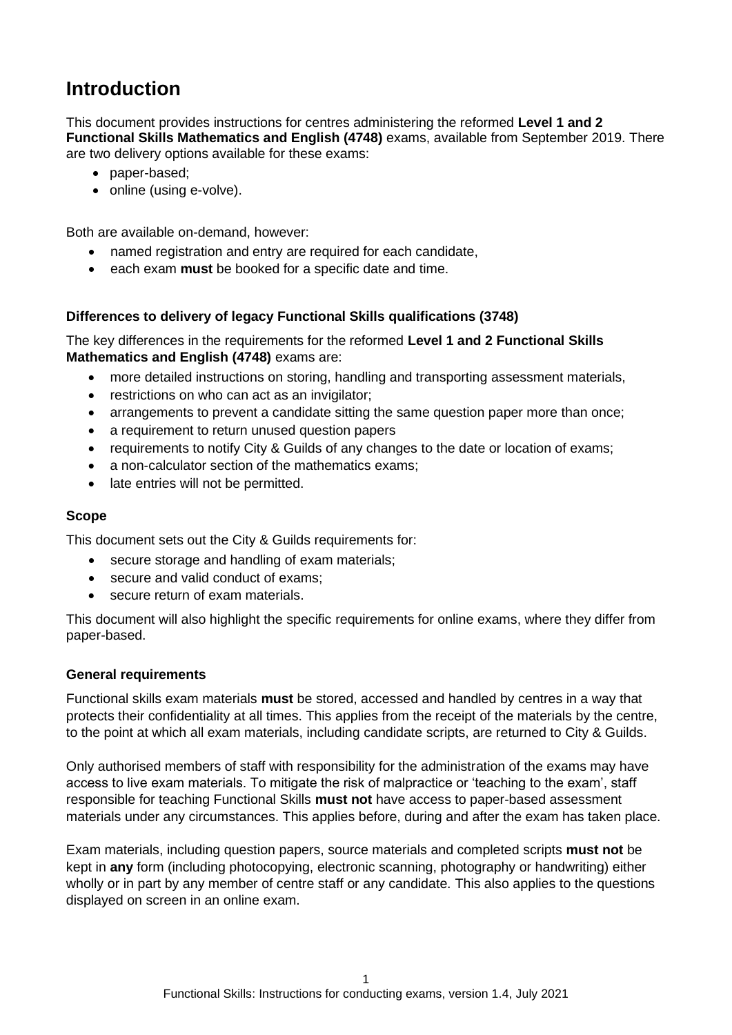# Introduction

This document provides instructions for centres administering the reformed **Level 1 and 2 Functional Skills Mathematics and English (4748)** exams, available from September 2019. There are two delivery options available for these exams:

- paper-based;
- online (using e-volve).

Both are available on-demand, however:

- named registration and entry are required for each candidate,
- each exam **must** be booked for a specific date and time.

**Differences to delivery of legacy Functional Skills qualifications (3748)**

The key differences in the requirements for the reformed **Level 1 and 2 Functional Skills Mathematics and English (4748)** exams are:

- more detailed instructions on storing, handling and transporting assessment materials,
- restrictions on who can act as an invigilator;
- arrangements to prevent a candidate sitting the same question paper more than once;
- a requirement to return unused question papers
- requirements to notify City & Guilds of any changes to the date or location of exams;
- a non-calculator section of the mathematics exams;
- late entries will not be permitted.

**Scope**

This document sets out the City & Guilds requirements for:

- secure storage and handling of exam materials;
- secure and valid conduct of exams;
- secure return of exam materials.

This document will also highlight the specific requirements for online exams, where they differ from paper-based.

**General requirements**

Functional skills exam materials **must** be stored, accessed and handled by centres in a way that protects their confidentiality at all times. This applies from the receipt of the materials by the centre, to the point at which all exam materials, including candidate scripts, are returned to City & Guilds.

Only authorised members of staff with responsibility for the administration of the exams may have access to live exam materials. To mitigate the risk of malpractice or 'teaching to the exam', staff responsible for teaching Functional Skills **must not** have access to paper-based assessment materials under any circumstances. This applies before, during and after the exam has taken place.

Exam materials, including question papers, source materials and completed scripts **must not** be kept in **any** form (including photocopying, electronic scanning, photography or handwriting) either wholly or in part by any member of centre staff or any candidate. This also applies to the questions displayed on screen in an online exam.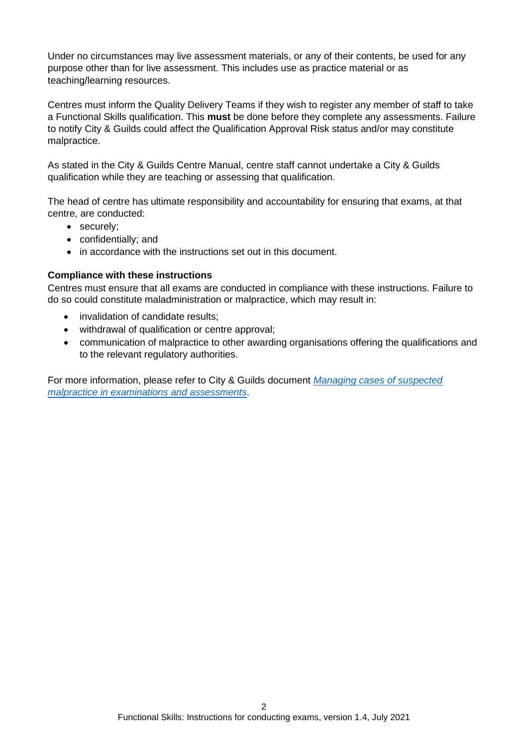Under no circumstances may live assessment materials, or any of their contents, be used for any purpose other than for live assessment. This includes use as practice material or as teaching/learning resources.

Centres must inform the Quality Delivery Teams if they wish to register any member of staff to take a Functional Skills qualification. This **must** be done before they complete any assessments. Failure to notify City & Guilds could affect the Qualification Approval Risk status and/or may constitute malpractice.

As stated in the City & Guilds Centre Manual, centre staff cannot undertake a City & Guilds qualification while they are teaching or assessing that qualification.

The head of centre has ultimate responsibility and accountability for ensuring that exams, at that centre, are conducted:

- securely;
- confidentially; and
- in accordance with the instructions set out in this document.

**Compliance with these instructions**

Centres must ensure that all exams are conducted in compliance with these instructions. Failure to do so could constitute maladministration or malpractice, which may result in:

- invalidation of candidate results;
- withdrawal of qualification or centre approval;
- communication of malpractice to other awarding organisations offering the qualifications and to the relevant regulatory authorities.

For more information, please refer to City & Guilds document *Managing cases of suspected malpractice in examinations and assessments*.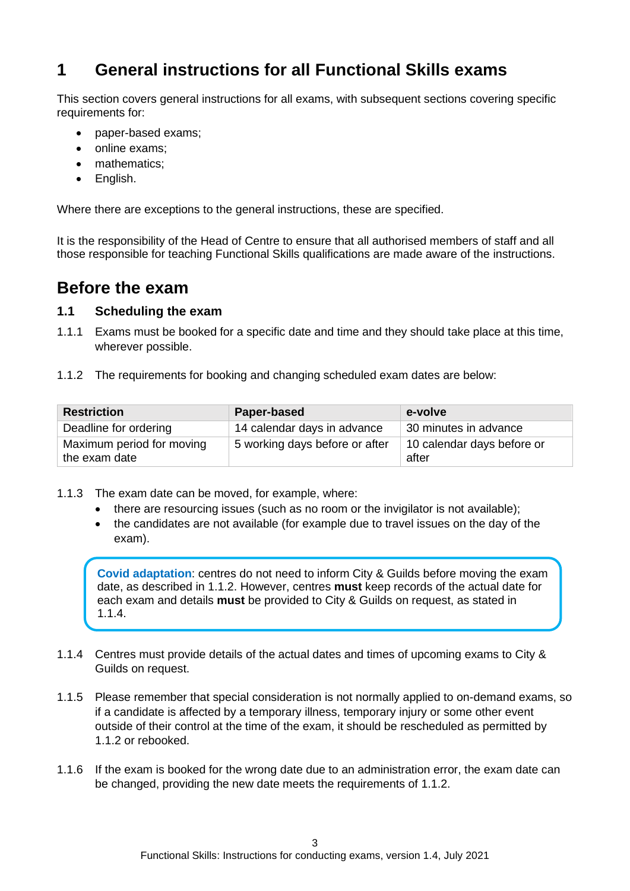# 1 General instructions for all Functional Skills exams

This section covers general instructions for all exams, with subsequent sections covering specific requirements for:

- paper-based exams;
- online exams;
- mathematics;
- English.

Where there are exceptions to the general instructions, these are specified.

It is the responsibility of the Head of Centre to ensure that all authorised members of staff and all those responsible for teaching Functional Skills qualifications are made aware of the instructions.

## Before the exam

### 1.1 Scheduling the exam

1.1.1 Exams must be booked for a specific date and time and they should take place at this time, wherever possible.

1.1.2 The requirements for booking and changing scheduled exam dates are below:

| Restriction | Paper-based | e-volve |
|---|---|---|
| Deadline for ordering | 14 calendar days in advance | 30 minutes in advance |
| Maximum period for moving the exam date | 5 working days before or after | 10 calendar days before or after |

1.1.3 The exam date can be moved, for example, where:

- there are resourcing issues (such as no room or the invigilator is not available);
- the candidates are not available (for example due to travel issues on the day of the exam).

> **Covid adaptation**: centres do not need to inform City & Guilds before moving the exam date, as described in 1.1.2. However, centres **must** keep records of the actual date for each exam and details **must** be provided to City & Guilds on request, as stated in 1.1.4.

1.1.4 Centres must provide details of the actual dates and times of upcoming exams to City & Guilds on request.

1.1.5 Please remember that special consideration is not normally applied to on-demand exams, so if a candidate is affected by a temporary illness, temporary injury or some other event outside of their control at the time of the exam, it should be rescheduled as permitted by 1.1.2 or rebooked.

1.1.6 If the exam is booked for the wrong date due to an administration error, the exam date can be changed, providing the new date meets the requirements of 1.1.2.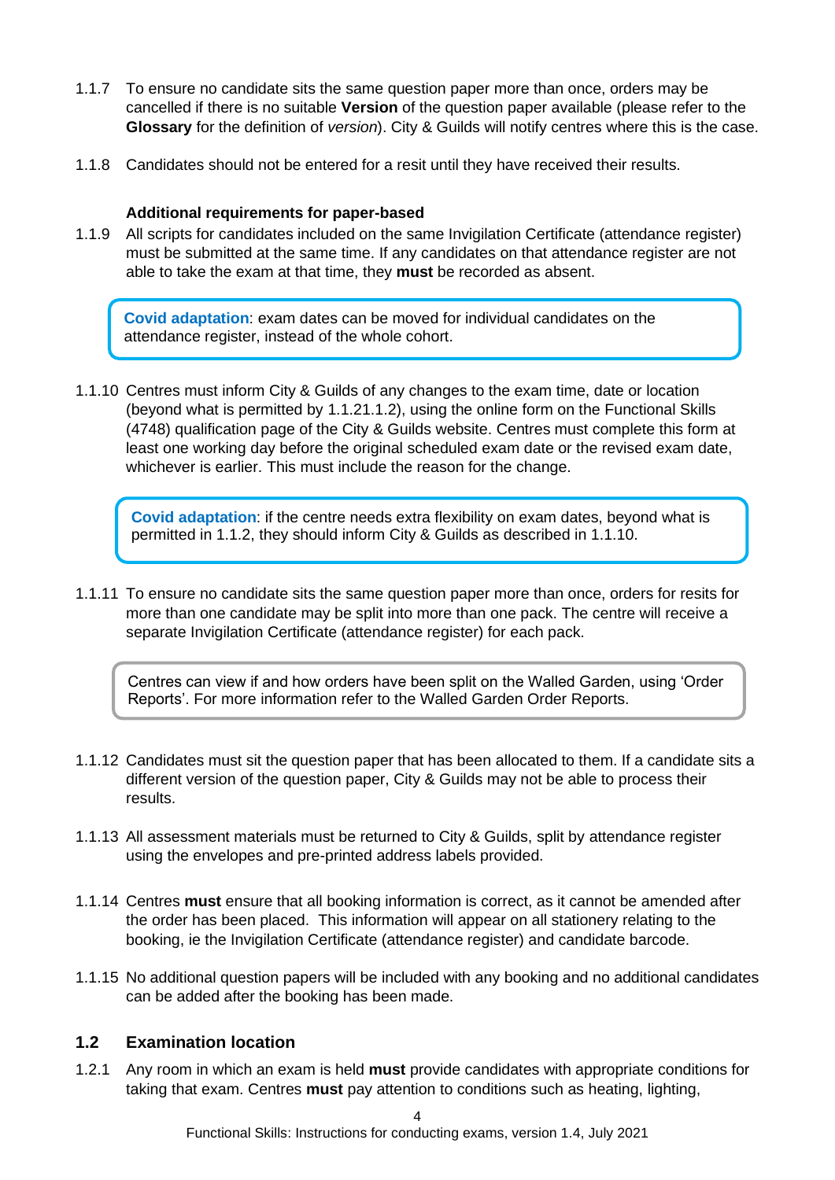1.1.7 To ensure no candidate sits the same question paper more than once, orders may be cancelled if there is no suitable **Version** of the question paper available (please refer to the **Glossary** for the definition of *version*). City & Guilds will notify centres where this is the case.

1.1.8 Candidates should not be entered for a resit until they have received their results.

**Additional requirements for paper-based**

1.1.9 All scripts for candidates included on the same Invigilation Certificate (attendance register) must be submitted at the same time. If any candidates on that attendance register are not able to take the exam at that time, they **must** be recorded as absent.

> **Covid adaptation**: exam dates can be moved for individual candidates on the attendance register, instead of the whole cohort.

1.1.10 Centres must inform City & Guilds of any changes to the exam time, date or location (beyond what is permitted by 1.1.21.1.2), using the online form on the Functional Skills (4748) qualification page of the City & Guilds website. Centres must complete this form at least one working day before the original scheduled exam date or the revised exam date, whichever is earlier. This must include the reason for the change.

> **Covid adaptation**: if the centre needs extra flexibility on exam dates, beyond what is permitted in 1.1.2, they should inform City & Guilds as described in 1.1.10.

1.1.11 To ensure no candidate sits the same question paper more than once, orders for resits for more than one candidate may be split into more than one pack. The centre will receive a separate Invigilation Certificate (attendance register) for each pack.

> Centres can view if and how orders have been split on the Walled Garden, using 'Order Reports'. For more information refer to the Walled Garden Order Reports.

1.1.12 Candidates must sit the question paper that has been allocated to them. If a candidate sits a different version of the question paper, City & Guilds may not be able to process their results.

1.1.13 All assessment materials must be returned to City & Guilds, split by attendance register using the envelopes and pre-printed address labels provided.

1.1.14 Centres **must** ensure that all booking information is correct, as it cannot be amended after the order has been placed. This information will appear on all stationery relating to the booking, ie the Invigilation Certificate (attendance register) and candidate barcode.

1.1.15 No additional question papers will be included with any booking and no additional candidates can be added after the booking has been made.

## 1.2 Examination location

1.2.1 Any room in which an exam is held **must** provide candidates with appropriate conditions for taking that exam. Centres **must** pay attention to conditions such as heating, lighting,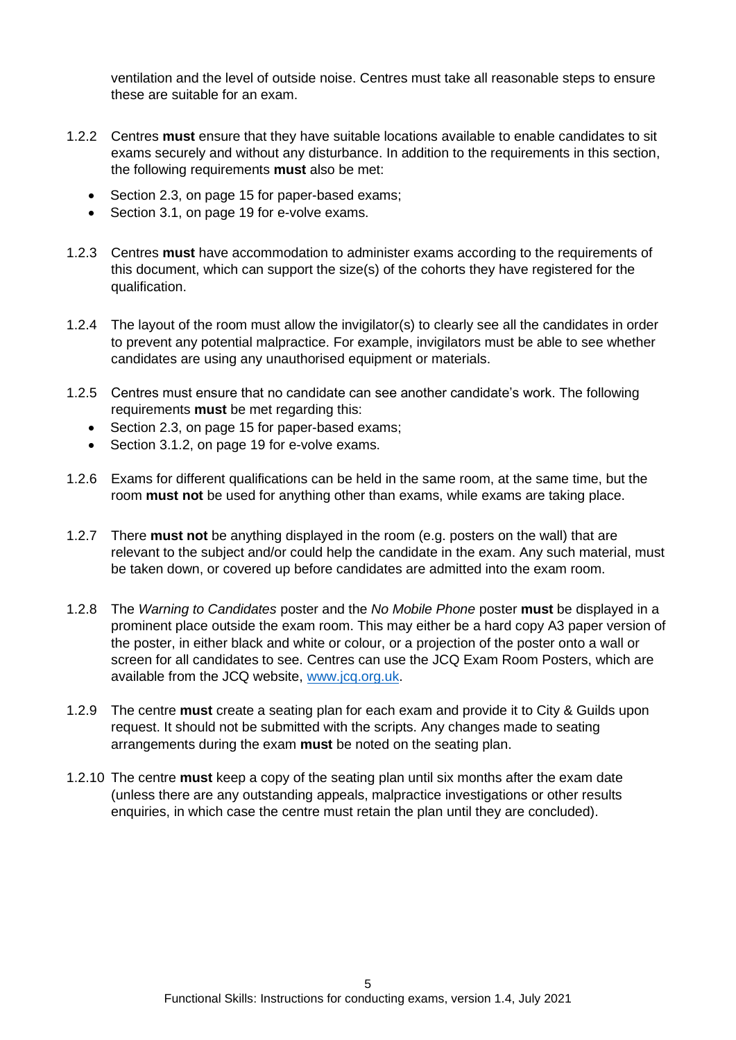ventilation and the level of outside noise. Centres must take all reasonable steps to ensure these are suitable for an exam.

1.2.2 Centres **must** ensure that they have suitable locations available to enable candidates to sit exams securely and without any disturbance. In addition to the requirements in this section, the following requirements **must** also be met:

- Section 2.3, on page 15 for paper-based exams;
- Section 3.1, on page 19 for e-volve exams.

1.2.3 Centres **must** have accommodation to administer exams according to the requirements of this document, which can support the size(s) of the cohorts they have registered for the qualification.

1.2.4 The layout of the room must allow the invigilator(s) to clearly see all the candidates in order to prevent any potential malpractice. For example, invigilators must be able to see whether candidates are using any unauthorised equipment or materials.

1.2.5 Centres must ensure that no candidate can see another candidate's work. The following requirements **must** be met regarding this:

- Section 2.3, on page 15 for paper-based exams;
- Section 3.1.2, on page 19 for e-volve exams.

1.2.6 Exams for different qualifications can be held in the same room, at the same time, but the room **must not** be used for anything other than exams, while exams are taking place.

1.2.7 There **must not** be anything displayed in the room (e.g. posters on the wall) that are relevant to the subject and/or could help the candidate in the exam. Any such material, must be taken down, or covered up before candidates are admitted into the exam room.

1.2.8 The *Warning to Candidates* poster and the *No Mobile Phone* poster **must** be displayed in a prominent place outside the exam room. This may either be a hard copy A3 paper version of the poster, in either black and white or colour, or a projection of the poster onto a wall or screen for all candidates to see. Centres can use the JCQ Exam Room Posters, which are available from the JCQ website, [www.jcq.org.uk](http://www.jcq.org.uk).

1.2.9 The centre **must** create a seating plan for each exam and provide it to City & Guilds upon request. It should not be submitted with the scripts. Any changes made to seating arrangements during the exam **must** be noted on the seating plan.

1.2.10 The centre **must** keep a copy of the seating plan until six months after the exam date (unless there are any outstanding appeals, malpractice investigations or other results enquiries, in which case the centre must retain the plan until they are concluded).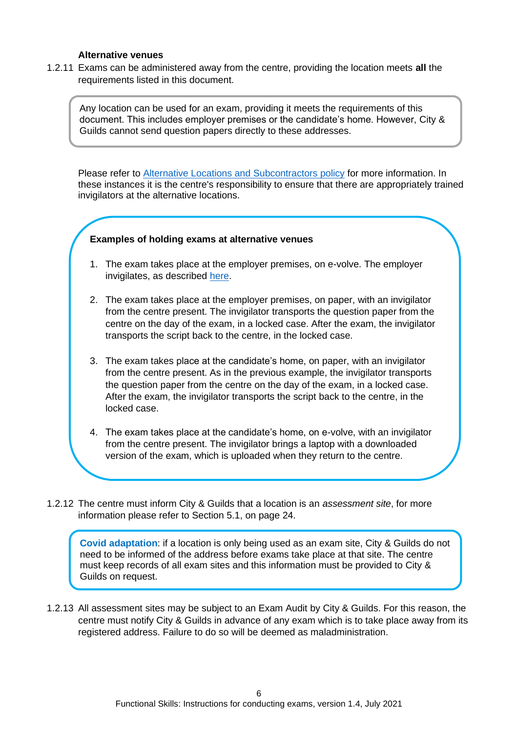**Alternative venues**

1.2.11 Exams can be administered away from the centre, providing the location meets **all** the requirements listed in this document.

> Any location can be used for an exam, providing it meets the requirements of this document. This includes employer premises or the candidate's home. However, City & Guilds cannot send question papers directly to these addresses.

Please refer to [Alternative Locations and Subcontractors policy]() for more information. In these instances it is the centre's responsibility to ensure that there are appropriately trained invigilators at the alternative locations.

> **Examples of holding exams at alternative venues**
>
> 1. The exam takes place at the employer premises, on e-volve. The employer invigilates, as described [here]().
> 2. The exam takes place at the employer premises, on paper, with an invigilator from the centre present. The invigilator transports the question paper from the centre on the day of the exam, in a locked case. After the exam, the invigilator transports the script back to the centre, in the locked case.
> 3. The exam takes place at the candidate's home, on paper, with an invigilator from the centre present. As in the previous example, the invigilator transports the question paper from the centre on the day of the exam, in a locked case. After the exam, the invigilator transports the script back to the centre, in the locked case.
> 4. The exam takes place at the candidate's home, on e-volve, with an invigilator from the centre present. The invigilator brings a laptop with a downloaded version of the exam, which is uploaded when they return to the centre.

1.2.12 The centre must inform City & Guilds that a location is an *assessment site*, for more information please refer to Section 5.1, on page 24.

> **Covid adaptation**: if a location is only being used as an exam site, City & Guilds do not need to be informed of the address before exams take place at that site. The centre must keep records of all exam sites and this information must be provided to City & Guilds on request.

1.2.13 All assessment sites may be subject to an Exam Audit by City & Guilds. For this reason, the centre must notify City & Guilds in advance of any exam which is to take place away from its registered address. Failure to do so will be deemed as maladministration.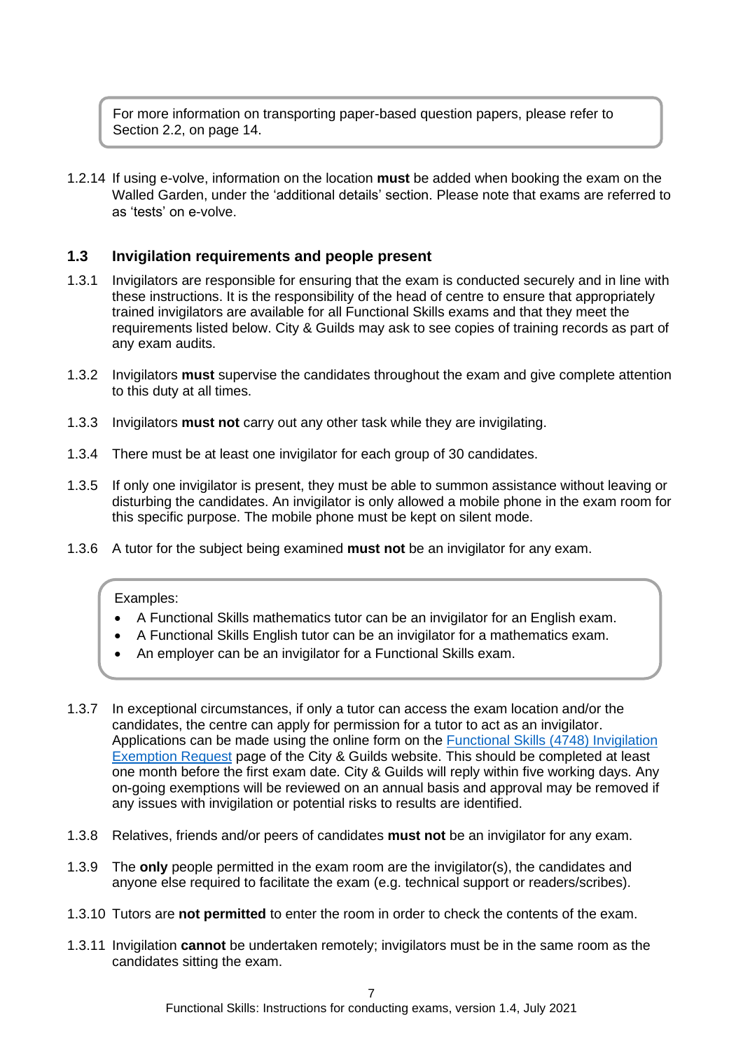> For more information on transporting paper-based question papers, please refer to Section 2.2, on page 14.

1.2.14 If using e-volve, information on the location **must** be added when booking the exam on the Walled Garden, under the 'additional details' section. Please note that exams are referred to as 'tests' on e-volve.

### 1.3 Invigilation requirements and people present

1.3.1 Invigilators are responsible for ensuring that the exam is conducted securely and in line with these instructions. It is the responsibility of the head of centre to ensure that appropriately trained invigilators are available for all Functional Skills exams and that they meet the requirements listed below. City & Guilds may ask to see copies of training records as part of any exam audits.

1.3.2 Invigilators **must** supervise the candidates throughout the exam and give complete attention to this duty at all times.

1.3.3 Invigilators **must not** carry out any other task while they are invigilating.

1.3.4 There must be at least one invigilator for each group of 30 candidates.

1.3.5 If only one invigilator is present, they must be able to summon assistance without leaving or disturbing the candidates. An invigilator is only allowed a mobile phone in the exam room for this specific purpose. The mobile phone must be kept on silent mode.

1.3.6 A tutor for the subject being examined **must not** be an invigilator for any exam.

> Examples:
> - A Functional Skills mathematics tutor can be an invigilator for an English exam.
> - A Functional Skills English tutor can be an invigilator for a mathematics exam.
> - An employer can be an invigilator for a Functional Skills exam.

1.3.7 In exceptional circumstances, if only a tutor can access the exam location and/or the candidates, the centre can apply for permission for a tutor to act as an invigilator. Applications can be made using the online form on the Functional Skills (4748) Invigilation Exemption Request page of the City & Guilds website. This should be completed at least one month before the first exam date. City & Guilds will reply within five working days. Any on-going exemptions will be reviewed on an annual basis and approval may be removed if any issues with invigilation or potential risks to results are identified.

1.3.8 Relatives, friends and/or peers of candidates **must not** be an invigilator for any exam.

1.3.9 The **only** people permitted in the exam room are the invigilator(s), the candidates and anyone else required to facilitate the exam (e.g. technical support or readers/scribes).

1.3.10 Tutors are **not permitted** to enter the room in order to check the contents of the exam.

1.3.11 Invigilation **cannot** be undertaken remotely; invigilators must be in the same room as the candidates sitting the exam.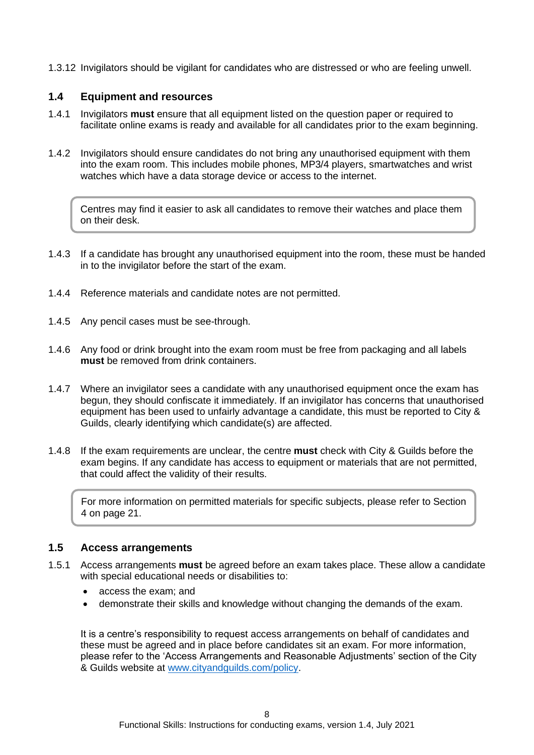1.3.12 Invigilators should be vigilant for candidates who are distressed or who are feeling unwell.

## 1.4 Equipment and resources

1.4.1 Invigilators **must** ensure that all equipment listed on the question paper or required to facilitate online exams is ready and available for all candidates prior to the exam beginning.

1.4.2 Invigilators should ensure candidates do not bring any unauthorised equipment with them into the exam room. This includes mobile phones, MP3/4 players, smartwatches and wrist watches which have a data storage device or access to the internet.

> Centres may find it easier to ask all candidates to remove their watches and place them on their desk.

1.4.3 If a candidate has brought any unauthorised equipment into the room, these must be handed in to the invigilator before the start of the exam.

1.4.4 Reference materials and candidate notes are not permitted.

1.4.5 Any pencil cases must be see-through.

1.4.6 Any food or drink brought into the exam room must be free from packaging and all labels **must** be removed from drink containers.

1.4.7 Where an invigilator sees a candidate with any unauthorised equipment once the exam has begun, they should confiscate it immediately. If an invigilator has concerns that unauthorised equipment has been used to unfairly advantage a candidate, this must be reported to City & Guilds, clearly identifying which candidate(s) are affected.

1.4.8 If the exam requirements are unclear, the centre **must** check with City & Guilds before the exam begins. If any candidate has access to equipment or materials that are not permitted, that could affect the validity of their results.

> For more information on permitted materials for specific subjects, please refer to Section 4 on page 21.

## 1.5 Access arrangements

1.5.1 Access arrangements **must** be agreed before an exam takes place. These allow a candidate with special educational needs or disabilities to:

- access the exam; and
- demonstrate their skills and knowledge without changing the demands of the exam.

It is a centre's responsibility to request access arrangements on behalf of candidates and these must be agreed and in place before candidates sit an exam. For more information, please refer to the 'Access Arrangements and Reasonable Adjustments' section of the City & Guilds website at [www.cityandguilds.com/policy](www.cityandguilds.com/policy).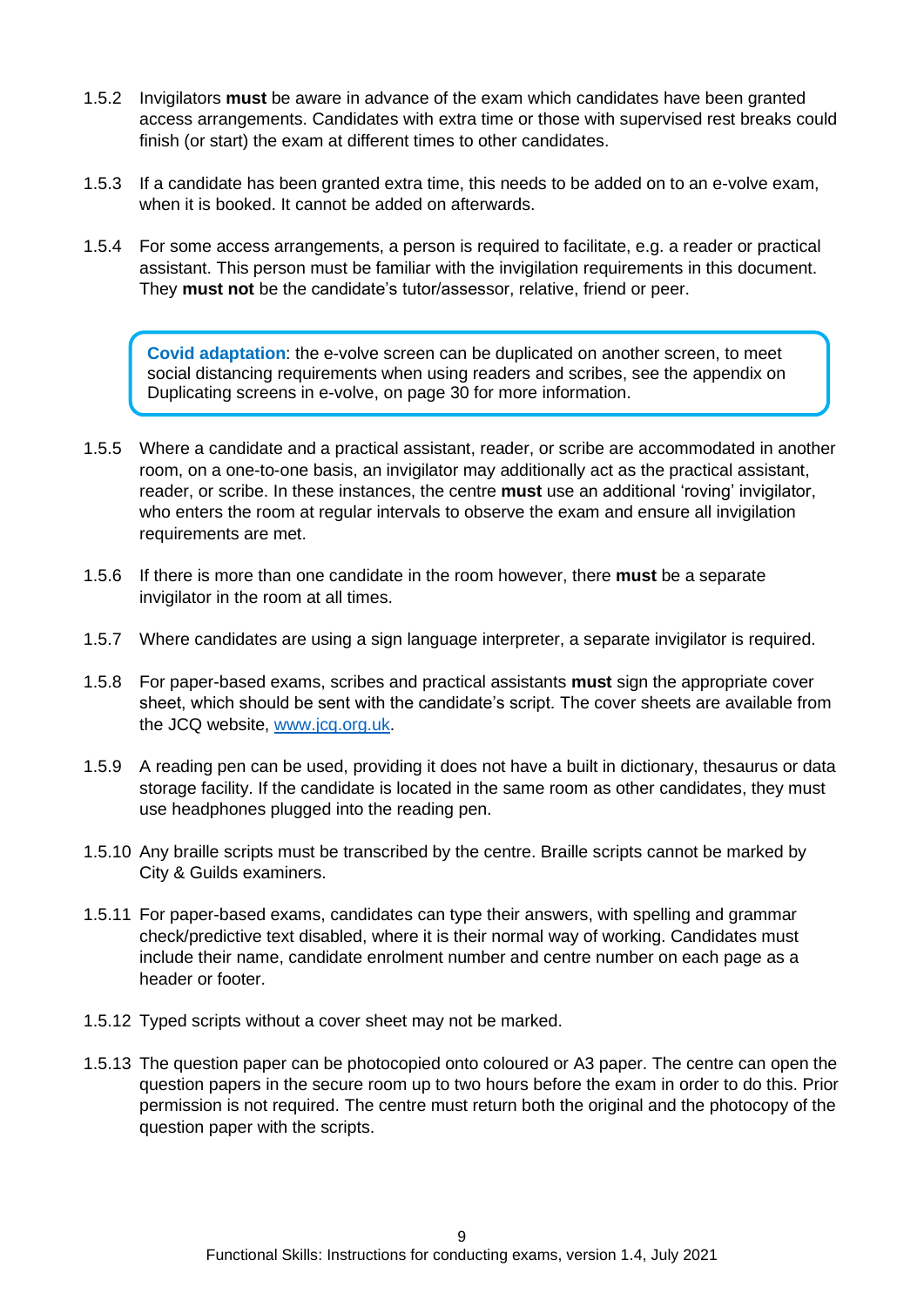1.5.2 Invigilators **must** be aware in advance of the exam which candidates have been granted access arrangements. Candidates with extra time or those with supervised rest breaks could finish (or start) the exam at different times to other candidates.

1.5.3 If a candidate has been granted extra time, this needs to be added on to an e-volve exam, when it is booked. It cannot be added on afterwards.

1.5.4 For some access arrangements, a person is required to facilitate, e.g. a reader or practical assistant. This person must be familiar with the invigilation requirements in this document. They **must not** be the candidate's tutor/assessor, relative, friend or peer.

> **Covid adaptation**: the e-volve screen can be duplicated on another screen, to meet social distancing requirements when using readers and scribes, see the appendix on Duplicating screens in e-volve, on page 30 for more information.

1.5.5 Where a candidate and a practical assistant, reader, or scribe are accommodated in another room, on a one-to-one basis, an invigilator may additionally act as the practical assistant, reader, or scribe. In these instances, the centre **must** use an additional 'roving' invigilator, who enters the room at regular intervals to observe the exam and ensure all invigilation requirements are met.

1.5.6 If there is more than one candidate in the room however, there **must** be a separate invigilator in the room at all times.

1.5.7 Where candidates are using a sign language interpreter, a separate invigilator is required.

1.5.8 For paper-based exams, scribes and practical assistants **must** sign the appropriate cover sheet, which should be sent with the candidate's script. The cover sheets are available from the JCQ website, [www.jcq.org.uk](www.jcq.org.uk).

1.5.9 A reading pen can be used, providing it does not have a built in dictionary, thesaurus or data storage facility. If the candidate is located in the same room as other candidates, they must use headphones plugged into the reading pen.

1.5.10 Any braille scripts must be transcribed by the centre. Braille scripts cannot be marked by City & Guilds examiners.

1.5.11 For paper-based exams, candidates can type their answers, with spelling and grammar check/predictive text disabled, where it is their normal way of working. Candidates must include their name, candidate enrolment number and centre number on each page as a header or footer.

1.5.12 Typed scripts without a cover sheet may not be marked.

1.5.13 The question paper can be photocopied onto coloured or A3 paper. The centre can open the question papers in the secure room up to two hours before the exam in order to do this. Prior permission is not required. The centre must return both the original and the photocopy of the question paper with the scripts.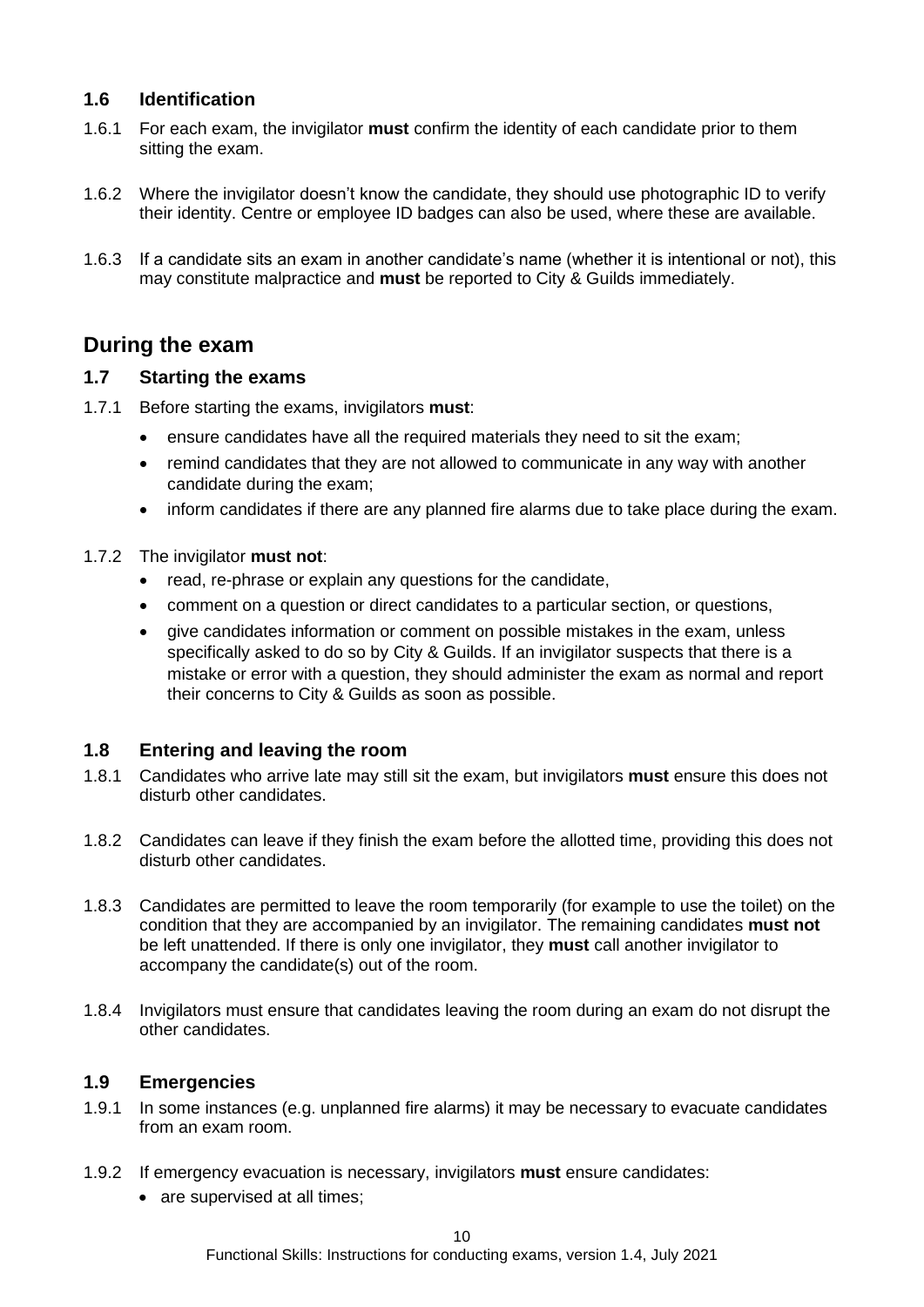### 1.6 Identification

1.6.1 For each exam, the invigilator **must** confirm the identity of each candidate prior to them sitting the exam.

1.6.2 Where the invigilator doesn't know the candidate, they should use photographic ID to verify their identity. Centre or employee ID badges can also be used, where these are available.

1.6.3 If a candidate sits an exam in another candidate's name (whether it is intentional or not), this may constitute malpractice and **must** be reported to City & Guilds immediately.

## During the exam

### 1.7 Starting the exams

1.7.1 Before starting the exams, invigilators **must**:

- ensure candidates have all the required materials they need to sit the exam;
- remind candidates that they are not allowed to communicate in any way with another candidate during the exam;
- inform candidates if there are any planned fire alarms due to take place during the exam.

1.7.2 The invigilator **must not**:

- read, re-phrase or explain any questions for the candidate,
- comment on a question or direct candidates to a particular section, or questions,
- give candidates information or comment on possible mistakes in the exam, unless specifically asked to do so by City & Guilds. If an invigilator suspects that there is a mistake or error with a question, they should administer the exam as normal and report their concerns to City & Guilds as soon as possible.

### 1.8 Entering and leaving the room

1.8.1 Candidates who arrive late may still sit the exam, but invigilators **must** ensure this does not disturb other candidates.

1.8.2 Candidates can leave if they finish the exam before the allotted time, providing this does not disturb other candidates.

1.8.3 Candidates are permitted to leave the room temporarily (for example to use the toilet) on the condition that they are accompanied by an invigilator. The remaining candidates **must not** be left unattended. If there is only one invigilator, they **must** call another invigilator to accompany the candidate(s) out of the room.

1.8.4 Invigilators must ensure that candidates leaving the room during an exam do not disrupt the other candidates.

### 1.9 Emergencies

1.9.1 In some instances (e.g. unplanned fire alarms) it may be necessary to evacuate candidates from an exam room.

1.9.2 If emergency evacuation is necessary, invigilators **must** ensure candidates:

- are supervised at all times;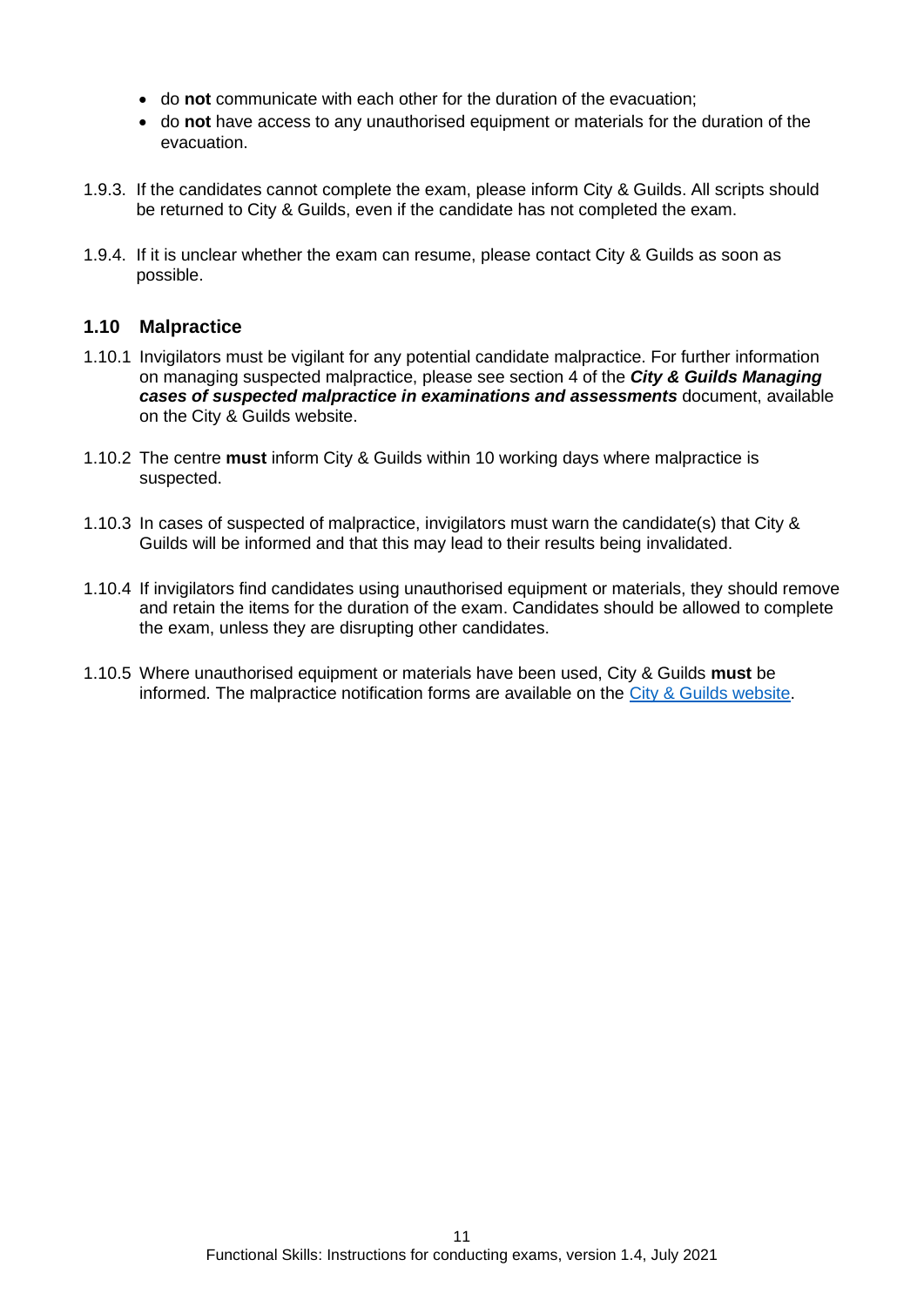- do **not** communicate with each other for the duration of the evacuation;
- do **not** have access to any unauthorised equipment or materials for the duration of the evacuation.

1.9.3. If the candidates cannot complete the exam, please inform City & Guilds. All scripts should be returned to City & Guilds, even if the candidate has not completed the exam.

1.9.4. If it is unclear whether the exam can resume, please contact City & Guilds as soon as possible.

### 1.10 Malpractice

1.10.1 Invigilators must be vigilant for any potential candidate malpractice. For further information on managing suspected malpractice, please see section 4 of the ***City & Guilds Managing cases of suspected malpractice in examinations and assessments*** document, available on the City & Guilds website.

1.10.2 The centre **must** inform City & Guilds within 10 working days where malpractice is suspected.

1.10.3 In cases of suspected of malpractice, invigilators must warn the candidate(s) that City & Guilds will be informed and that this may lead to their results being invalidated.

1.10.4 If invigilators find candidates using unauthorised equipment or materials, they should remove and retain the items for the duration of the exam. Candidates should be allowed to complete the exam, unless they are disrupting other candidates.

1.10.5 Where unauthorised equipment or materials have been used, City & Guilds **must** be informed. The malpractice notification forms are available on the City & Guilds website.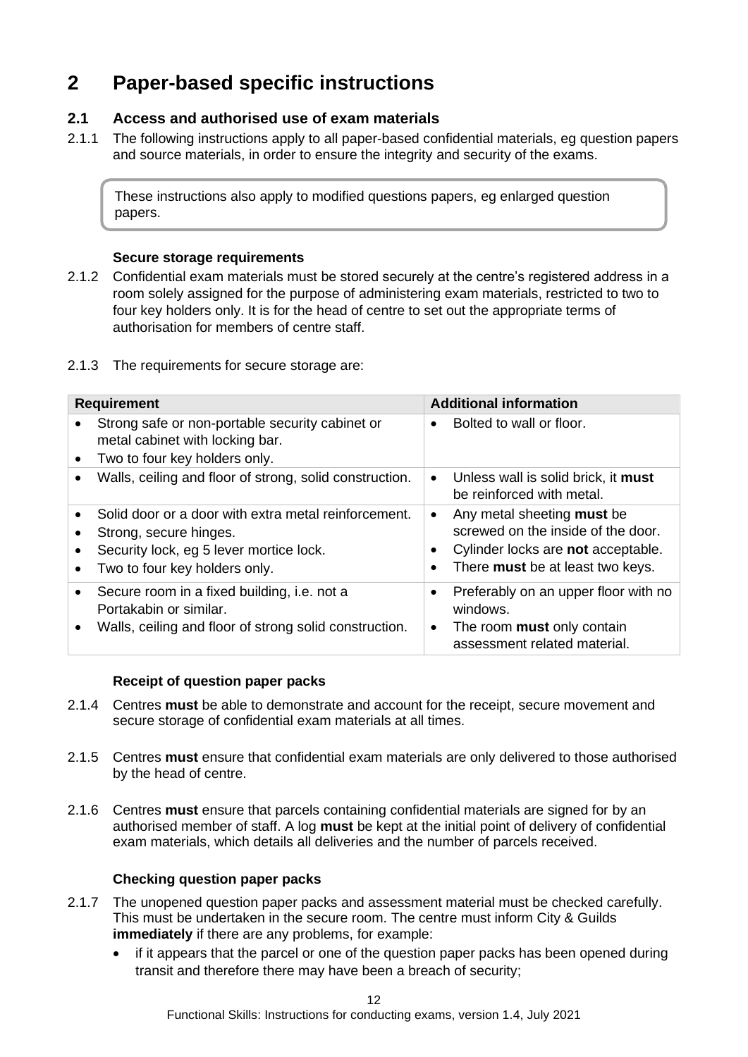# 2 Paper-based specific instructions

## 2.1 Access and authorised use of exam materials

2.1.1 The following instructions apply to all paper-based confidential materials, eg question papers and source materials, in order to ensure the integrity and security of the exams.

> These instructions also apply to modified questions papers, eg enlarged question papers.

**Secure storage requirements**

2.1.2 Confidential exam materials must be stored securely at the centre's registered address in a room solely assigned for the purpose of administering exam materials, restricted to two to four key holders only. It is for the head of centre to set out the appropriate terms of authorisation for members of centre staff.

2.1.3 The requirements for secure storage are:

| Requirement | Additional information |
|---|---|
| • Strong safe or non-portable security cabinet or metal cabinet with locking bar.<br>• Two to four key holders only. | • Bolted to wall or floor. |
| • Walls, ceiling and floor of strong, solid construction. | • Unless wall is solid brick, it **must** be reinforced with metal. |
| • Solid door or a door with extra metal reinforcement.<br>• Strong, secure hinges.<br>• Security lock, eg 5 lever mortice lock.<br>• Two to four key holders only. | • Any metal sheeting **must** be screwed on the inside of the door.<br>• Cylinder locks are **not** acceptable.<br>• There **must** be at least two keys. |
| • Secure room in a fixed building, i.e. not a Portakabin or similar.<br>• Walls, ceiling and floor of strong solid construction. | • Preferably on an upper floor with no windows.<br>• The room **must** only contain assessment related material. |

**Receipt of question paper packs**

2.1.4 Centres **must** be able to demonstrate and account for the receipt, secure movement and secure storage of confidential exam materials at all times.

2.1.5 Centres **must** ensure that confidential exam materials are only delivered to those authorised by the head of centre.

2.1.6 Centres **must** ensure that parcels containing confidential materials are signed for by an authorised member of staff. A log **must** be kept at the initial point of delivery of confidential exam materials, which details all deliveries and the number of parcels received.

**Checking question paper packs**

2.1.7 The unopened question paper packs and assessment material must be checked carefully. This must be undertaken in the secure room. The centre must inform City & Guilds **immediately** if there are any problems, for example:

- if it appears that the parcel or one of the question paper packs has been opened during transit and therefore there may have been a breach of security;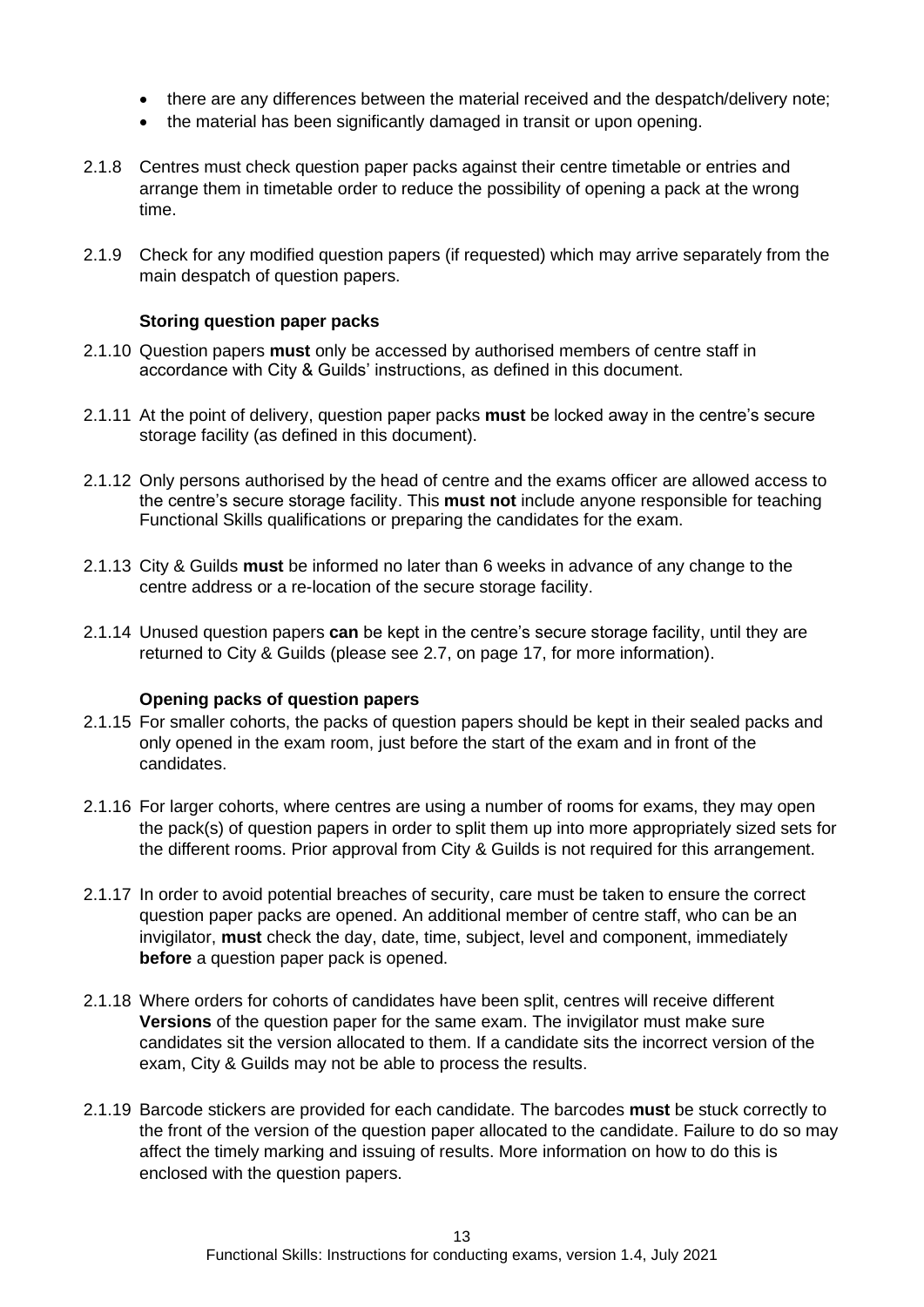- there are any differences between the material received and the despatch/delivery note;
- the material has been significantly damaged in transit or upon opening.

2.1.8 Centres must check question paper packs against their centre timetable or entries and arrange them in timetable order to reduce the possibility of opening a pack at the wrong time.

2.1.9 Check for any modified question papers (if requested) which may arrive separately from the main despatch of question papers.

### Storing question paper packs

2.1.10 Question papers **must** only be accessed by authorised members of centre staff in accordance with City & Guilds' instructions, as defined in this document.

2.1.11 At the point of delivery, question paper packs **must** be locked away in the centre's secure storage facility (as defined in this document).

2.1.12 Only persons authorised by the head of centre and the exams officer are allowed access to the centre's secure storage facility. This **must not** include anyone responsible for teaching Functional Skills qualifications or preparing the candidates for the exam.

2.1.13 City & Guilds **must** be informed no later than 6 weeks in advance of any change to the centre address or a re-location of the secure storage facility.

2.1.14 Unused question papers **can** be kept in the centre's secure storage facility, until they are returned to City & Guilds (please see 2.7, on page 17, for more information).

### Opening packs of question papers

2.1.15 For smaller cohorts, the packs of question papers should be kept in their sealed packs and only opened in the exam room, just before the start of the exam and in front of the candidates.

2.1.16 For larger cohorts, where centres are using a number of rooms for exams, they may open the pack(s) of question papers in order to split them up into more appropriately sized sets for the different rooms. Prior approval from City & Guilds is not required for this arrangement.

2.1.17 In order to avoid potential breaches of security, care must be taken to ensure the correct question paper packs are opened. An additional member of centre staff, who can be an invigilator, **must** check the day, date, time, subject, level and component, immediately **before** a question paper pack is opened.

2.1.18 Where orders for cohorts of candidates have been split, centres will receive different **Versions** of the question paper for the same exam. The invigilator must make sure candidates sit the version allocated to them. If a candidate sits the incorrect version of the exam, City & Guilds may not be able to process the results.

2.1.19 Barcode stickers are provided for each candidate. The barcodes **must** be stuck correctly to the front of the version of the question paper allocated to the candidate. Failure to do so may affect the timely marking and issuing of results. More information on how to do this is enclosed with the question papers.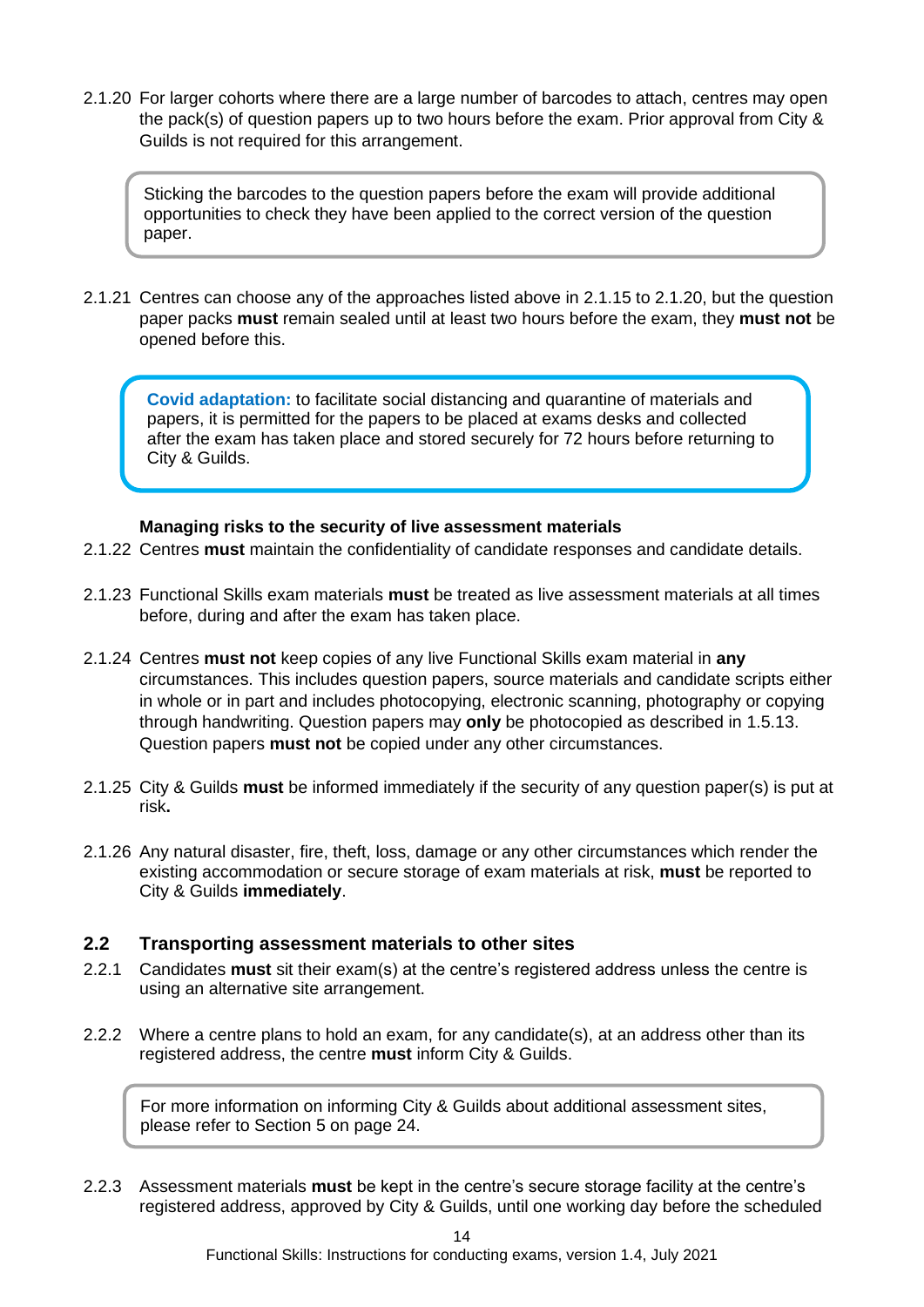2.1.20 For larger cohorts where there are a large number of barcodes to attach, centres may open the pack(s) of question papers up to two hours before the exam. Prior approval from City & Guilds is not required for this arrangement.

> Sticking the barcodes to the question papers before the exam will provide additional opportunities to check they have been applied to the correct version of the question paper.

2.1.21 Centres can choose any of the approaches listed above in 2.1.15 to 2.1.20, but the question paper packs **must** remain sealed until at least two hours before the exam, they **must not** be opened before this.

> **Covid adaptation:** to facilitate social distancing and quarantine of materials and papers, it is permitted for the papers to be placed at exams desks and collected after the exam has taken place and stored securely for 72 hours before returning to City & Guilds.

**Managing risks to the security of live assessment materials**

2.1.22 Centres **must** maintain the confidentiality of candidate responses and candidate details.

2.1.23 Functional Skills exam materials **must** be treated as live assessment materials at all times before, during and after the exam has taken place.

2.1.24 Centres **must not** keep copies of any live Functional Skills exam material in **any** circumstances. This includes question papers, source materials and candidate scripts either in whole or in part and includes photocopying, electronic scanning, photography or copying through handwriting. Question papers may **only** be photocopied as described in 1.5.13. Question papers **must not** be copied under any other circumstances.

2.1.25 City & Guilds **must** be informed immediately if the security of any question paper(s) is put at risk**.**

2.1.26 Any natural disaster, fire, theft, loss, damage or any other circumstances which render the existing accommodation or secure storage of exam materials at risk, **must** be reported to City & Guilds **immediately**.

## 2.2 Transporting assessment materials to other sites

2.2.1 Candidates **must** sit their exam(s) at the centre's registered address unless the centre is using an alternative site arrangement.

2.2.2 Where a centre plans to hold an exam, for any candidate(s), at an address other than its registered address, the centre **must** inform City & Guilds.

> For more information on informing City & Guilds about additional assessment sites, please refer to Section 5 on page 24.

2.2.3 Assessment materials **must** be kept in the centre's secure storage facility at the centre's registered address, approved by City & Guilds, until one working day before the scheduled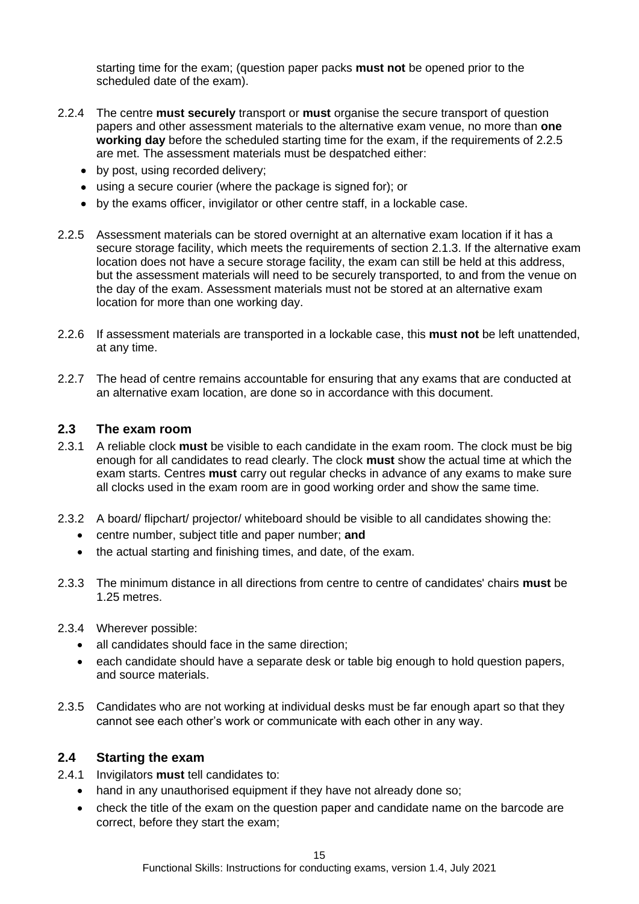starting time for the exam; (question paper packs **must not** be opened prior to the scheduled date of the exam).

2.2.4 The centre **must securely** transport or **must** organise the secure transport of question papers and other assessment materials to the alternative exam venue, no more than **one working day** before the scheduled starting time for the exam, if the requirements of 2.2.5 are met. The assessment materials must be despatched either:

- by post, using recorded delivery;
- using a secure courier (where the package is signed for); or
- by the exams officer, invigilator or other centre staff, in a lockable case.

2.2.5 Assessment materials can be stored overnight at an alternative exam location if it has a secure storage facility, which meets the requirements of section 2.1.3. If the alternative exam location does not have a secure storage facility, the exam can still be held at this address, but the assessment materials will need to be securely transported, to and from the venue on the day of the exam. Assessment materials must not be stored at an alternative exam location for more than one working day.

2.2.6 If assessment materials are transported in a lockable case, this **must not** be left unattended, at any time.

2.2.7 The head of centre remains accountable for ensuring that any exams that are conducted at an alternative exam location, are done so in accordance with this document.

## 2.3 The exam room

2.3.1 A reliable clock **must** be visible to each candidate in the exam room. The clock must be big enough for all candidates to read clearly. The clock **must** show the actual time at which the exam starts. Centres **must** carry out regular checks in advance of any exams to make sure all clocks used in the exam room are in good working order and show the same time.

2.3.2 A board/ flipchart/ projector/ whiteboard should be visible to all candidates showing the:

- centre number, subject title and paper number; **and**
- the actual starting and finishing times, and date, of the exam.

2.3.3 The minimum distance in all directions from centre to centre of candidates' chairs **must** be 1.25 metres.

2.3.4 Wherever possible:

- all candidates should face in the same direction;
- each candidate should have a separate desk or table big enough to hold question papers, and source materials.

2.3.5 Candidates who are not working at individual desks must be far enough apart so that they cannot see each other's work or communicate with each other in any way.

## 2.4 Starting the exam

2.4.1 Invigilators **must** tell candidates to:

- hand in any unauthorised equipment if they have not already done so;
- check the title of the exam on the question paper and candidate name on the barcode are correct, before they start the exam;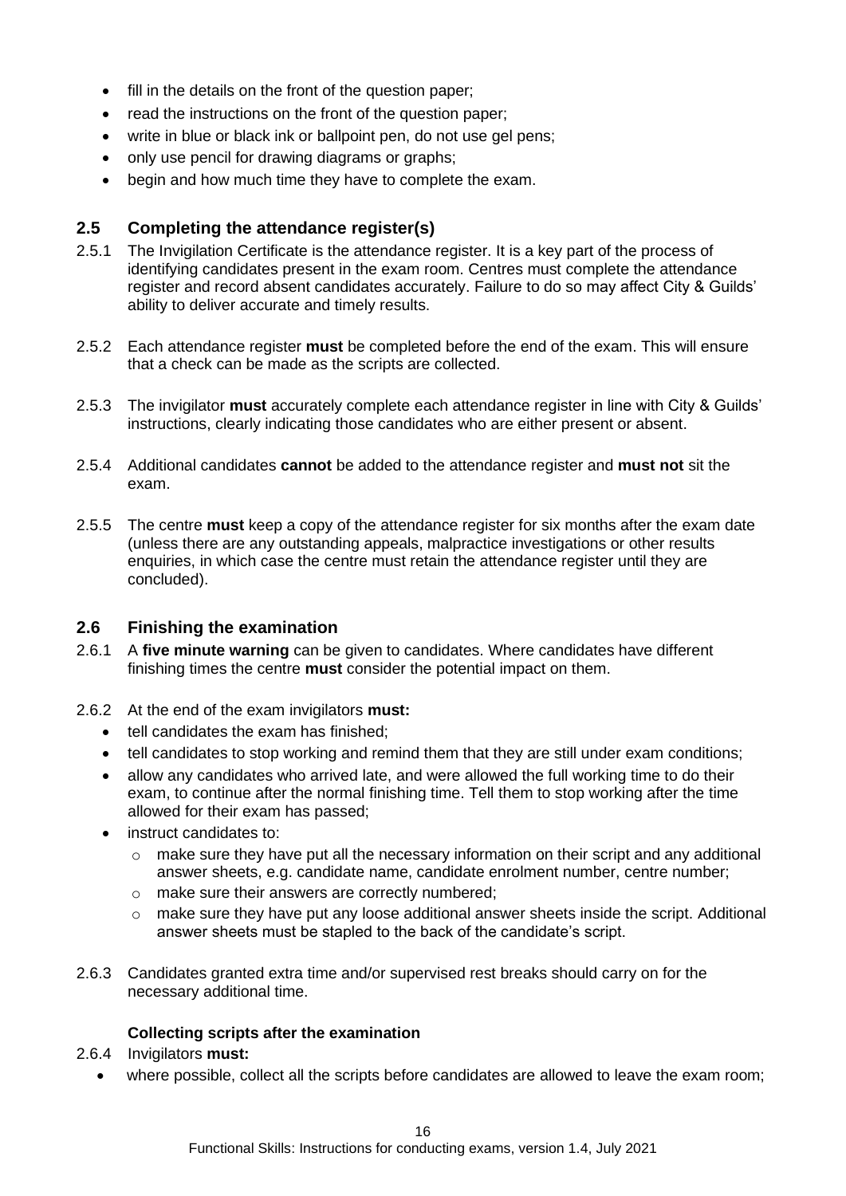- fill in the details on the front of the question paper;
- read the instructions on the front of the question paper;
- write in blue or black ink or ballpoint pen, do not use gel pens;
- only use pencil for drawing diagrams or graphs;
- begin and how much time they have to complete the exam.

## 2.5 Completing the attendance register(s)

2.5.1 The Invigilation Certificate is the attendance register. It is a key part of the process of identifying candidates present in the exam room. Centres must complete the attendance register and record absent candidates accurately. Failure to do so may affect City & Guilds' ability to deliver accurate and timely results.

2.5.2 Each attendance register **must** be completed before the end of the exam. This will ensure that a check can be made as the scripts are collected.

2.5.3 The invigilator **must** accurately complete each attendance register in line with City & Guilds' instructions, clearly indicating those candidates who are either present or absent.

2.5.4 Additional candidates **cannot** be added to the attendance register and **must not** sit the exam.

2.5.5 The centre **must** keep a copy of the attendance register for six months after the exam date (unless there are any outstanding appeals, malpractice investigations or other results enquiries, in which case the centre must retain the attendance register until they are concluded).

## 2.6 Finishing the examination

2.6.1 A **five minute warning** can be given to candidates. Where candidates have different finishing times the centre **must** consider the potential impact on them.

2.6.2 At the end of the exam invigilators **must:**

- tell candidates the exam has finished;
- tell candidates to stop working and remind them that they are still under exam conditions;
- allow any candidates who arrived late, and were allowed the full working time to do their exam, to continue after the normal finishing time. Tell them to stop working after the time allowed for their exam has passed;
- instruct candidates to:
  - make sure they have put all the necessary information on their script and any additional answer sheets, e.g. candidate name, candidate enrolment number, centre number;
  - make sure their answers are correctly numbered;
  - make sure they have put any loose additional answer sheets inside the script. Additional answer sheets must be stapled to the back of the candidate's script.

2.6.3 Candidates granted extra time and/or supervised rest breaks should carry on for the necessary additional time.

### Collecting scripts after the examination

2.6.4 Invigilators **must:**

- where possible, collect all the scripts before candidates are allowed to leave the exam room;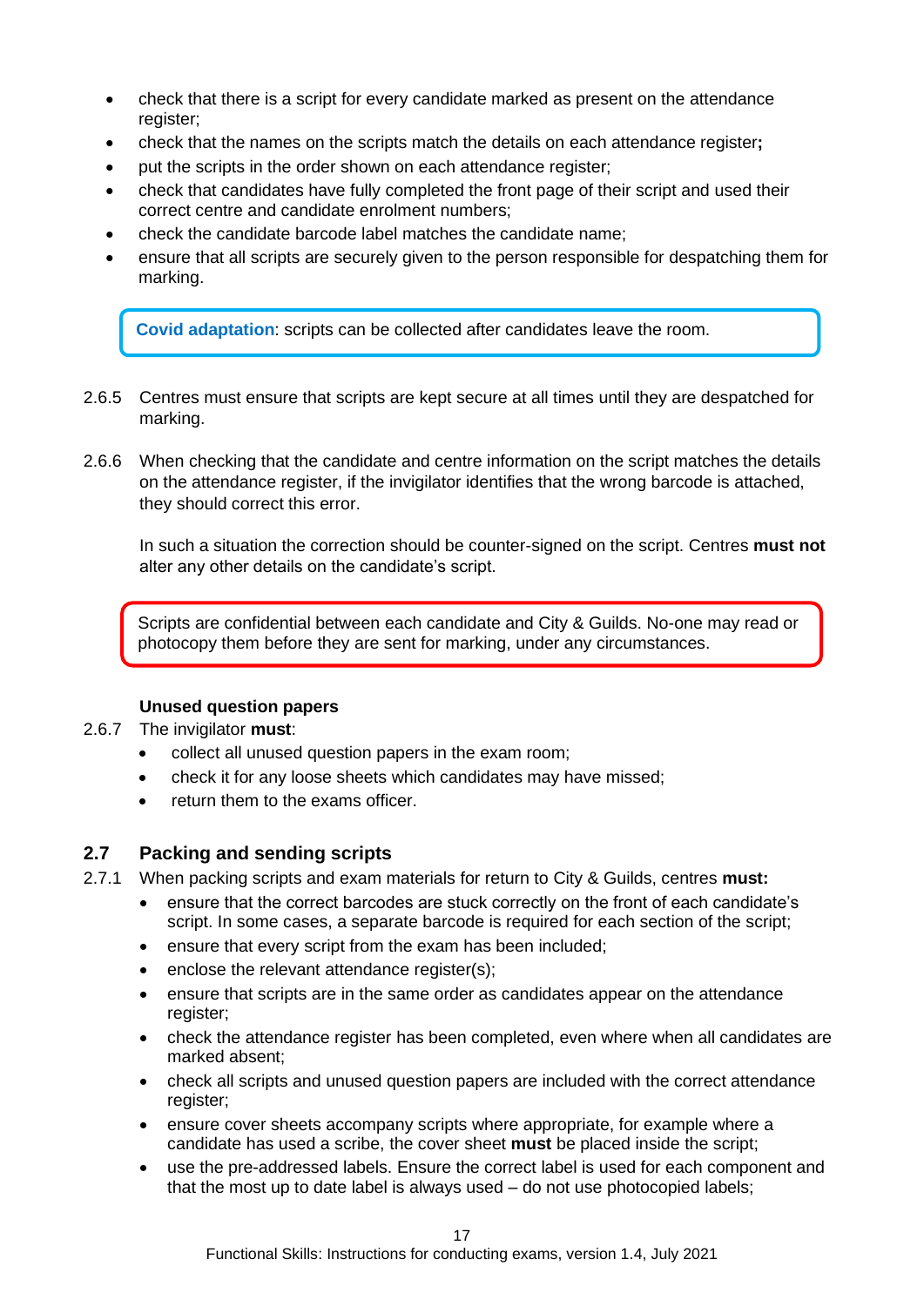- check that there is a script for every candidate marked as present on the attendance register;
- check that the names on the scripts match the details on each attendance register**;**
- put the scripts in the order shown on each attendance register;
- check that candidates have fully completed the front page of their script and used their correct centre and candidate enrolment numbers;
- check the candidate barcode label matches the candidate name;
- ensure that all scripts are securely given to the person responsible for despatching them for marking.

> **Covid adaptation**: scripts can be collected after candidates leave the room.

2.6.5 Centres must ensure that scripts are kept secure at all times until they are despatched for marking.

2.6.6 When checking that the candidate and centre information on the script matches the details on the attendance register, if the invigilator identifies that the wrong barcode is attached, they should correct this error.

In such a situation the correction should be counter-signed on the script. Centres **must not** alter any other details on the candidate's script.

> Scripts are confidential between each candidate and City & Guilds. No-one may read or photocopy them before they are sent for marking, under any circumstances.

**Unused question papers**

2.6.7 The invigilator **must**:

- collect all unused question papers in the exam room;
- check it for any loose sheets which candidates may have missed;
- return them to the exams officer.

## 2.7 Packing and sending scripts

2.7.1 When packing scripts and exam materials for return to City & Guilds, centres **must:**

- ensure that the correct barcodes are stuck correctly on the front of each candidate's script. In some cases, a separate barcode is required for each section of the script;
- ensure that every script from the exam has been included;
- enclose the relevant attendance register(s);
- ensure that scripts are in the same order as candidates appear on the attendance register;
- check the attendance register has been completed, even where when all candidates are marked absent;
- check all scripts and unused question papers are included with the correct attendance register;
- ensure cover sheets accompany scripts where appropriate, for example where a candidate has used a scribe, the cover sheet **must** be placed inside the script;
- use the pre-addressed labels. Ensure the correct label is used for each component and that the most up to date label is always used – do not use photocopied labels;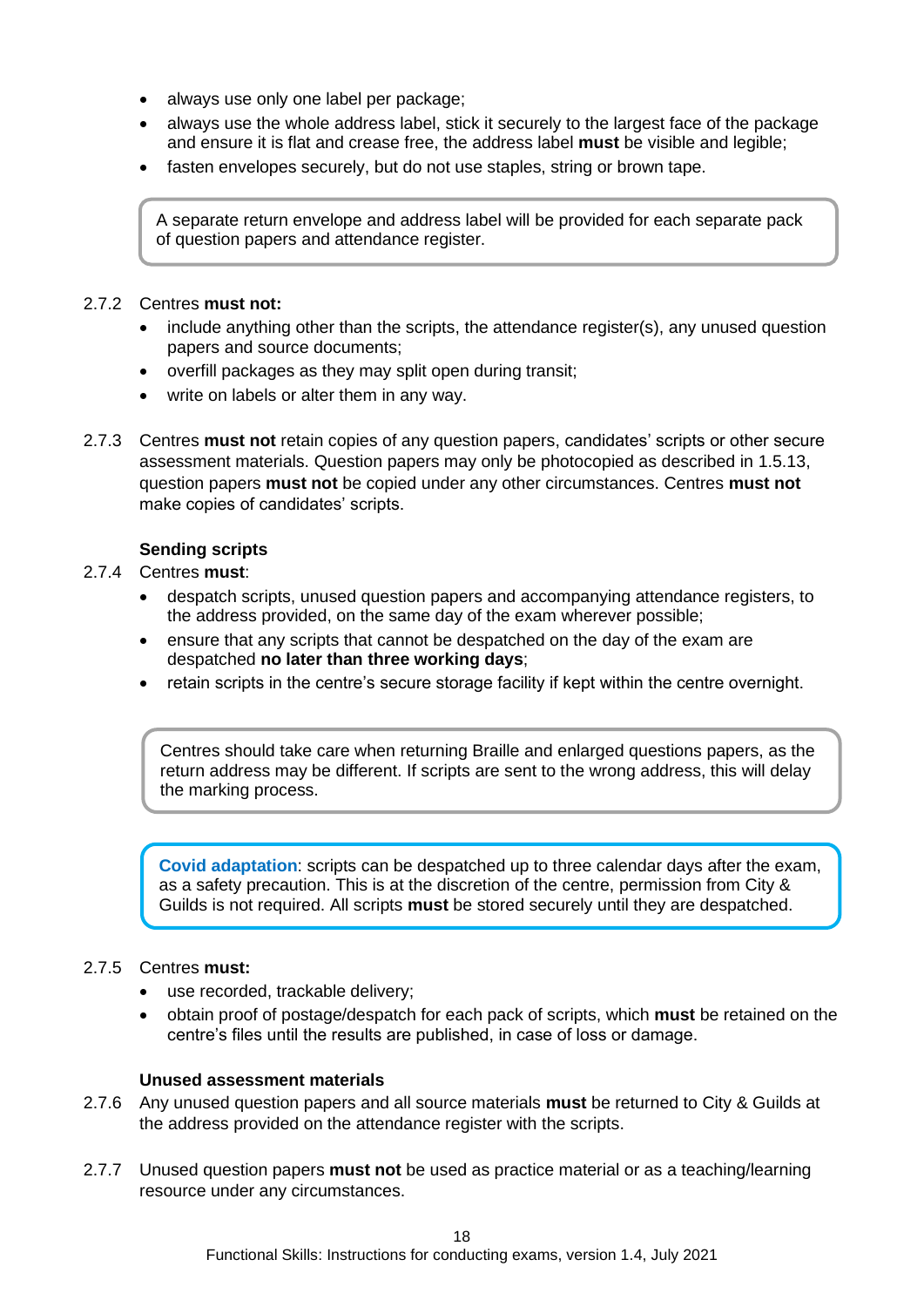- always use only one label per package;
- always use the whole address label, stick it securely to the largest face of the package and ensure it is flat and crease free, the address label **must** be visible and legible;
- fasten envelopes securely, but do not use staples, string or brown tape.

> A separate return envelope and address label will be provided for each separate pack of question papers and attendance register.

2.7.2 Centres **must not:**

- include anything other than the scripts, the attendance register(s), any unused question papers and source documents;
- overfill packages as they may split open during transit;
- write on labels or alter them in any way.

2.7.3 Centres **must not** retain copies of any question papers, candidates' scripts or other secure assessment materials. Question papers may only be photocopied as described in 1.5.13, question papers **must not** be copied under any other circumstances. Centres **must not** make copies of candidates' scripts.

**Sending scripts**

2.7.4 Centres **must**:

- despatch scripts, unused question papers and accompanying attendance registers, to the address provided, on the same day of the exam wherever possible;
- ensure that any scripts that cannot be despatched on the day of the exam are despatched **no later than three working days**;
- retain scripts in the centre's secure storage facility if kept within the centre overnight.

> Centres should take care when returning Braille and enlarged questions papers, as the return address may be different. If scripts are sent to the wrong address, this will delay the marking process.

> **Covid adaptation**: scripts can be despatched up to three calendar days after the exam, as a safety precaution. This is at the discretion of the centre, permission from City & Guilds is not required. All scripts **must** be stored securely until they are despatched.

2.7.5 Centres **must:**

- use recorded, trackable delivery;
- obtain proof of postage/despatch for each pack of scripts, which **must** be retained on the centre's files until the results are published, in case of loss or damage.

**Unused assessment materials**

2.7.6 Any unused question papers and all source materials **must** be returned to City & Guilds at the address provided on the attendance register with the scripts.

2.7.7 Unused question papers **must not** be used as practice material or as a teaching/learning resource under any circumstances.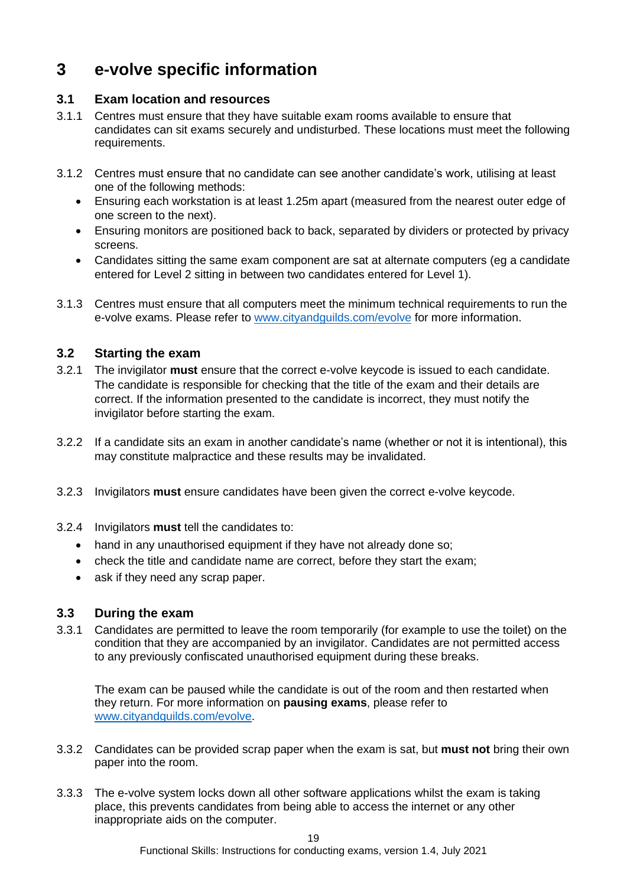# 3 e-volve specific information

## 3.1 Exam location and resources

3.1.1 Centres must ensure that they have suitable exam rooms available to ensure that candidates can sit exams securely and undisturbed. These locations must meet the following requirements.

3.1.2 Centres must ensure that no candidate can see another candidate's work, utilising at least one of the following methods:

- Ensuring each workstation is at least 1.25m apart (measured from the nearest outer edge of one screen to the next).
- Ensuring monitors are positioned back to back, separated by dividers or protected by privacy screens.
- Candidates sitting the same exam component are sat at alternate computers (eg a candidate entered for Level 2 sitting in between two candidates entered for Level 1).

3.1.3 Centres must ensure that all computers meet the minimum technical requirements to run the e-volve exams. Please refer to www.cityandguilds.com/evolve for more information.

## 3.2 Starting the exam

3.2.1 The invigilator **must** ensure that the correct e-volve keycode is issued to each candidate. The candidate is responsible for checking that the title of the exam and their details are correct. If the information presented to the candidate is incorrect, they must notify the invigilator before starting the exam.

3.2.2 If a candidate sits an exam in another candidate's name (whether or not it is intentional), this may constitute malpractice and these results may be invalidated.

3.2.3 Invigilators **must** ensure candidates have been given the correct e-volve keycode.

3.2.4 Invigilators **must** tell the candidates to:

- hand in any unauthorised equipment if they have not already done so;
- check the title and candidate name are correct, before they start the exam;
- ask if they need any scrap paper.

## 3.3 During the exam

3.3.1 Candidates are permitted to leave the room temporarily (for example to use the toilet) on the condition that they are accompanied by an invigilator. Candidates are not permitted access to any previously confiscated unauthorised equipment during these breaks.

The exam can be paused while the candidate is out of the room and then restarted when they return. For more information on **pausing exams**, please refer to www.cityandguilds.com/evolve.

3.3.2 Candidates can be provided scrap paper when the exam is sat, but **must not** bring their own paper into the room.

3.3.3 The e-volve system locks down all other software applications whilst the exam is taking place, this prevents candidates from being able to access the internet or any other inappropriate aids on the computer.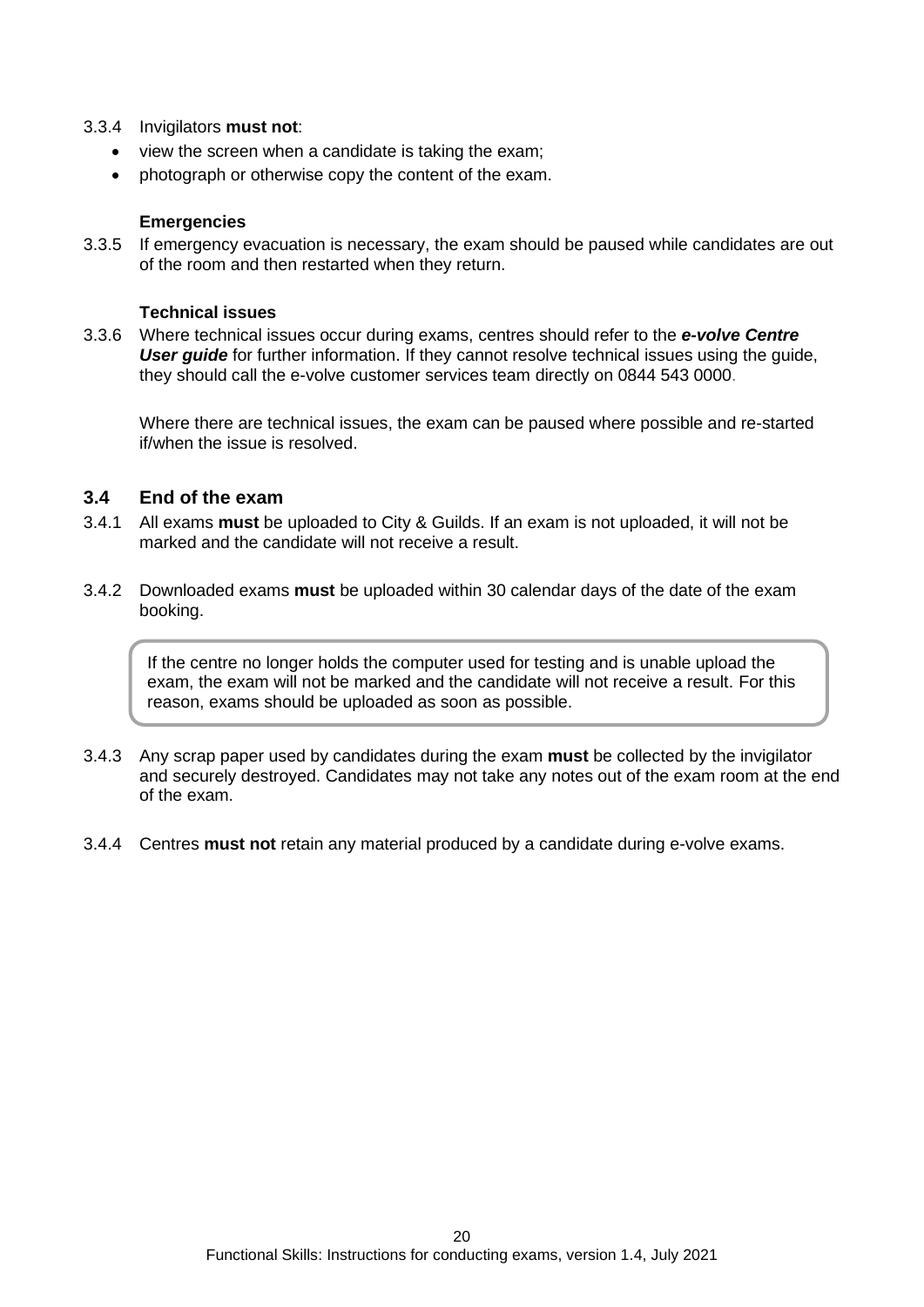3.3.4 Invigilators **must not**:

- view the screen when a candidate is taking the exam;
- photograph or otherwise copy the content of the exam.

**Emergencies**

3.3.5 If emergency evacuation is necessary, the exam should be paused while candidates are out of the room and then restarted when they return.

**Technical issues**

3.3.6 Where technical issues occur during exams, centres should refer to the ***e-volve Centre User guide*** for further information. If they cannot resolve technical issues using the guide, they should call the e-volve customer services team directly on 0844 543 0000.

Where there are technical issues, the exam can be paused where possible and re-started if/when the issue is resolved.

### 3.4 End of the exam

3.4.1 All exams **must** be uploaded to City & Guilds. If an exam is not uploaded, it will not be marked and the candidate will not receive a result.

3.4.2 Downloaded exams **must** be uploaded within 30 calendar days of the date of the exam booking.

> If the centre no longer holds the computer used for testing and is unable upload the exam, the exam will not be marked and the candidate will not receive a result. For this reason, exams should be uploaded as soon as possible.

3.4.3 Any scrap paper used by candidates during the exam **must** be collected by the invigilator and securely destroyed. Candidates may not take any notes out of the exam room at the end of the exam.

3.4.4 Centres **must not** retain any material produced by a candidate during e-volve exams.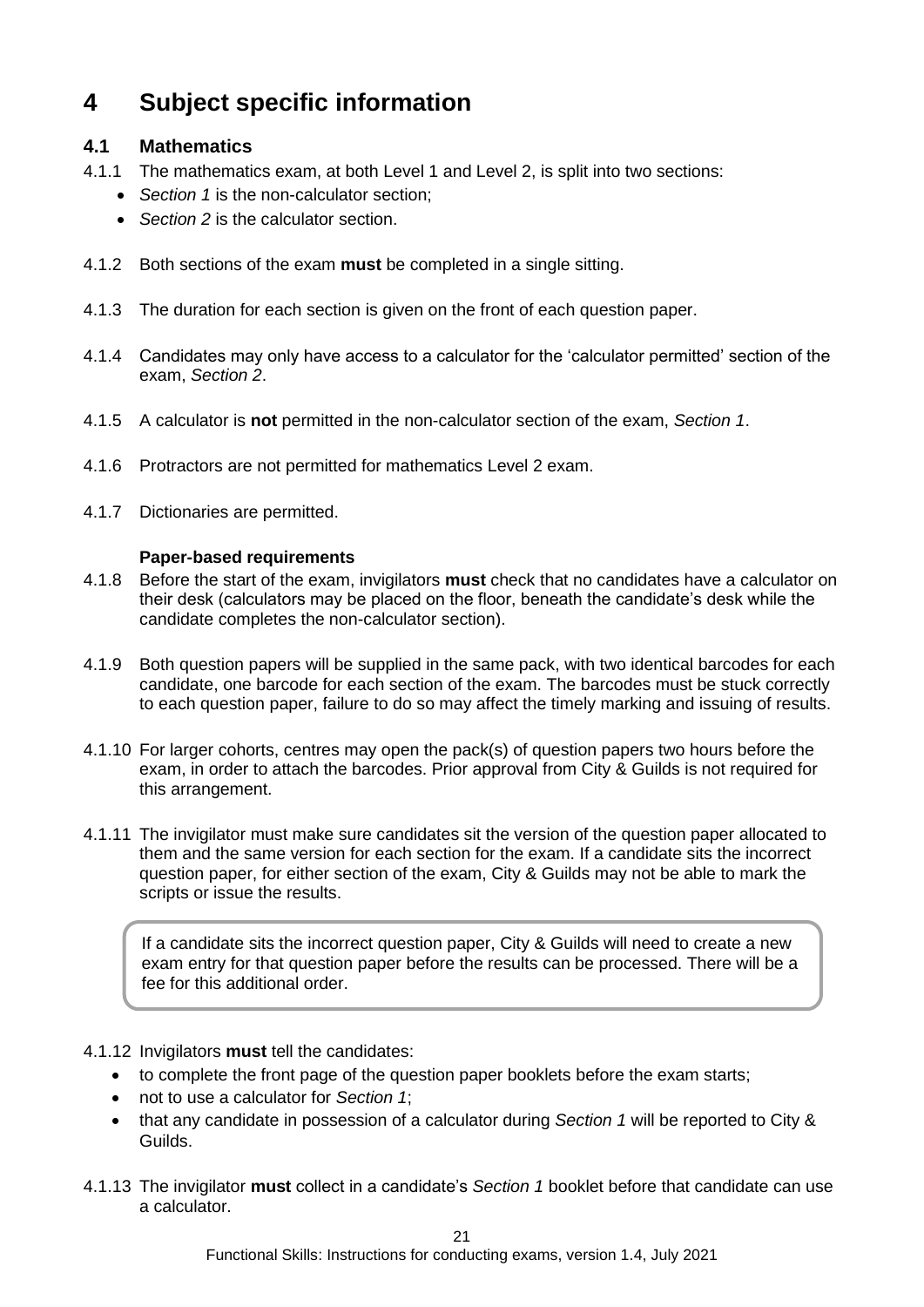# 4 Subject specific information

## 4.1 Mathematics

4.1.1 The mathematics exam, at both Level 1 and Level 2, is split into two sections:

- *Section 1* is the non-calculator section;
- *Section 2* is the calculator section.

4.1.2 Both sections of the exam **must** be completed in a single sitting.

4.1.3 The duration for each section is given on the front of each question paper.

4.1.4 Candidates may only have access to a calculator for the 'calculator permitted' section of the exam, *Section 2*.

4.1.5 A calculator is **not** permitted in the non-calculator section of the exam, *Section 1*.

4.1.6 Protractors are not permitted for mathematics Level 2 exam.

4.1.7 Dictionaries are permitted.

**Paper-based requirements**

4.1.8 Before the start of the exam, invigilators **must** check that no candidates have a calculator on their desk (calculators may be placed on the floor, beneath the candidate's desk while the candidate completes the non-calculator section).

4.1.9 Both question papers will be supplied in the same pack, with two identical barcodes for each candidate, one barcode for each section of the exam. The barcodes must be stuck correctly to each question paper, failure to do so may affect the timely marking and issuing of results.

4.1.10 For larger cohorts, centres may open the pack(s) of question papers two hours before the exam, in order to attach the barcodes. Prior approval from City & Guilds is not required for this arrangement.

4.1.11 The invigilator must make sure candidates sit the version of the question paper allocated to them and the same version for each section for the exam. If a candidate sits the incorrect question paper, for either section of the exam, City & Guilds may not be able to mark the scripts or issue the results.

> If a candidate sits the incorrect question paper, City & Guilds will need to create a new exam entry for that question paper before the results can be processed. There will be a fee for this additional order.

4.1.12 Invigilators **must** tell the candidates:

- to complete the front page of the question paper booklets before the exam starts;
- not to use a calculator for *Section 1*;
- that any candidate in possession of a calculator during *Section 1* will be reported to City & Guilds.

4.1.13 The invigilator **must** collect in a candidate's *Section 1* booklet before that candidate can use a calculator.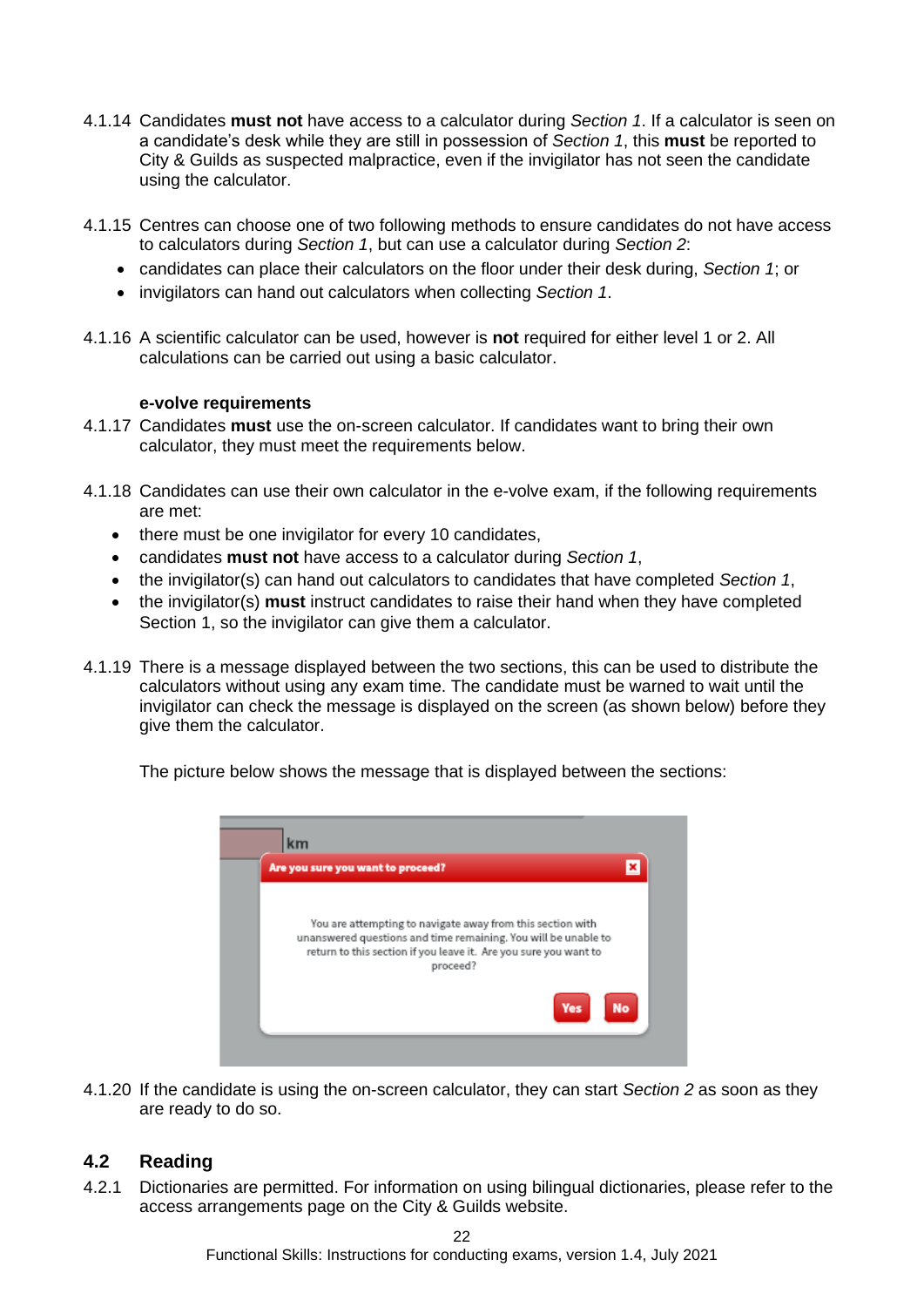4.1.14 Candidates **must not** have access to a calculator during *Section 1*. If a calculator is seen on a candidate's desk while they are still in possession of *Section 1*, this **must** be reported to City & Guilds as suspected malpractice, even if the invigilator has not seen the candidate using the calculator.

4.1.15 Centres can choose one of two following methods to ensure candidates do not have access to calculators during *Section 1*, but can use a calculator during *Section 2*:

- candidates can place their calculators on the floor under their desk during, *Section 1*; or
- invigilators can hand out calculators when collecting *Section 1*.

4.1.16 A scientific calculator can be used, however is **not** required for either level 1 or 2. All calculations can be carried out using a basic calculator.

**e-volve requirements**

4.1.17 Candidates **must** use the on-screen calculator. If candidates want to bring their own calculator, they must meet the requirements below.

4.1.18 Candidates can use their own calculator in the e-volve exam, if the following requirements are met:

- there must be one invigilator for every 10 candidates,
- candidates **must not** have access to a calculator during *Section 1*,
- the invigilator(s) can hand out calculators to candidates that have completed *Section 1*,
- the invigilator(s) **must** instruct candidates to raise their hand when they have completed Section 1, so the invigilator can give them a calculator.

4.1.19 There is a message displayed between the two sections, this can be used to distribute the calculators without using any exam time. The candidate must be warned to wait until the invigilator can check the message is displayed on the screen (as shown below) before they give them the calculator.

The picture below shows the message that is displayed between the sections:

4.1.20 If the candidate is using the on-screen calculator, they can start *Section 2* as soon as they are ready to do so.

## 4.2 Reading

4.2.1 Dictionaries are permitted. For information on using bilingual dictionaries, please refer to the access arrangements page on the City & Guilds website.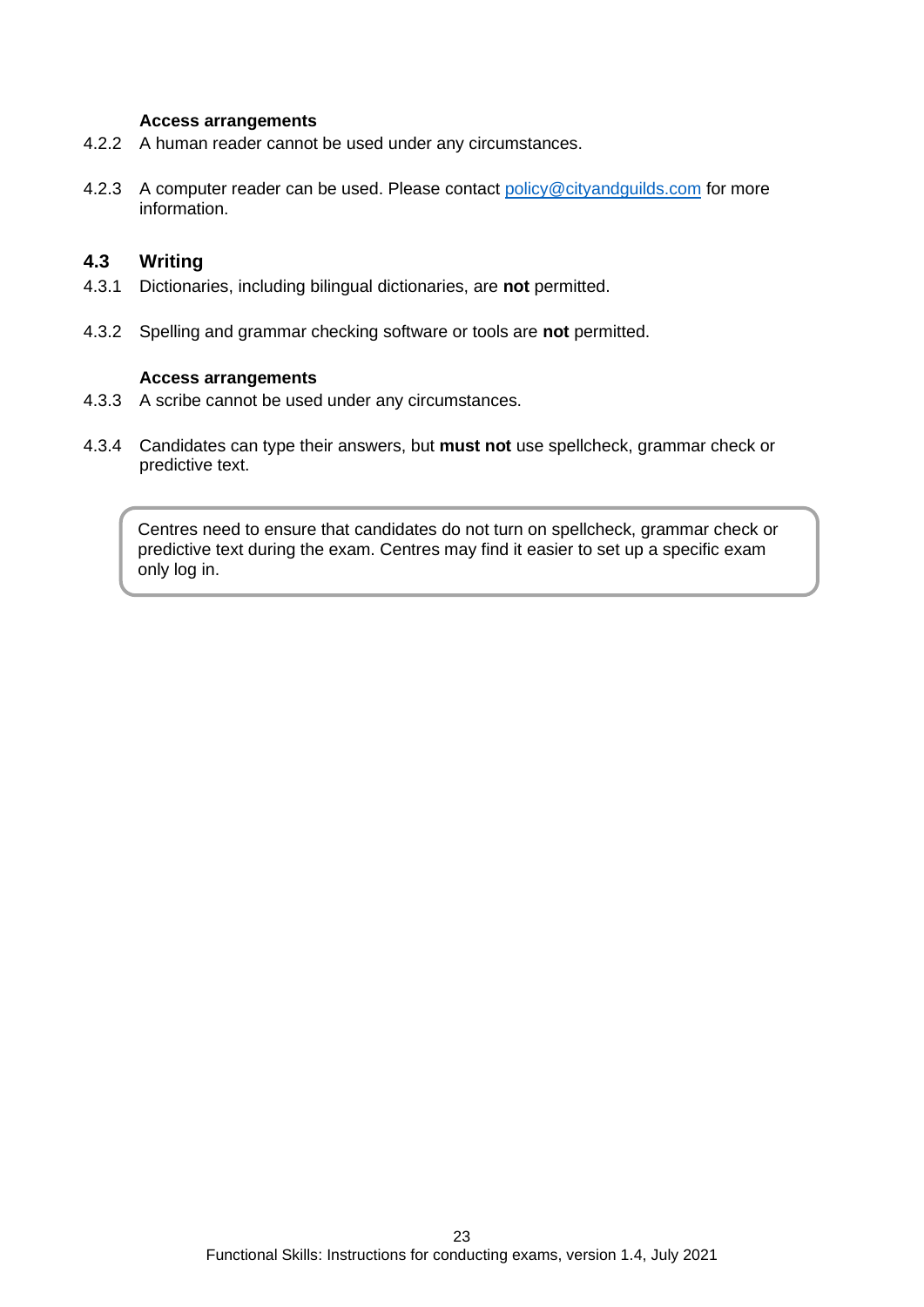**Access arrangements**

4.2.2 A human reader cannot be used under any circumstances.

4.2.3 A computer reader can be used. Please contact policy@cityandguilds.com for more information.

## 4.3 Writing

4.3.1 Dictionaries, including bilingual dictionaries, are **not** permitted.

4.3.2 Spelling and grammar checking software or tools are **not** permitted.

**Access arrangements**

4.3.3 A scribe cannot be used under any circumstances.

4.3.4 Candidates can type their answers, but **must not** use spellcheck, grammar check or predictive text.

> Centres need to ensure that candidates do not turn on spellcheck, grammar check or predictive text during the exam. Centres may find it easier to set up a specific exam only log in.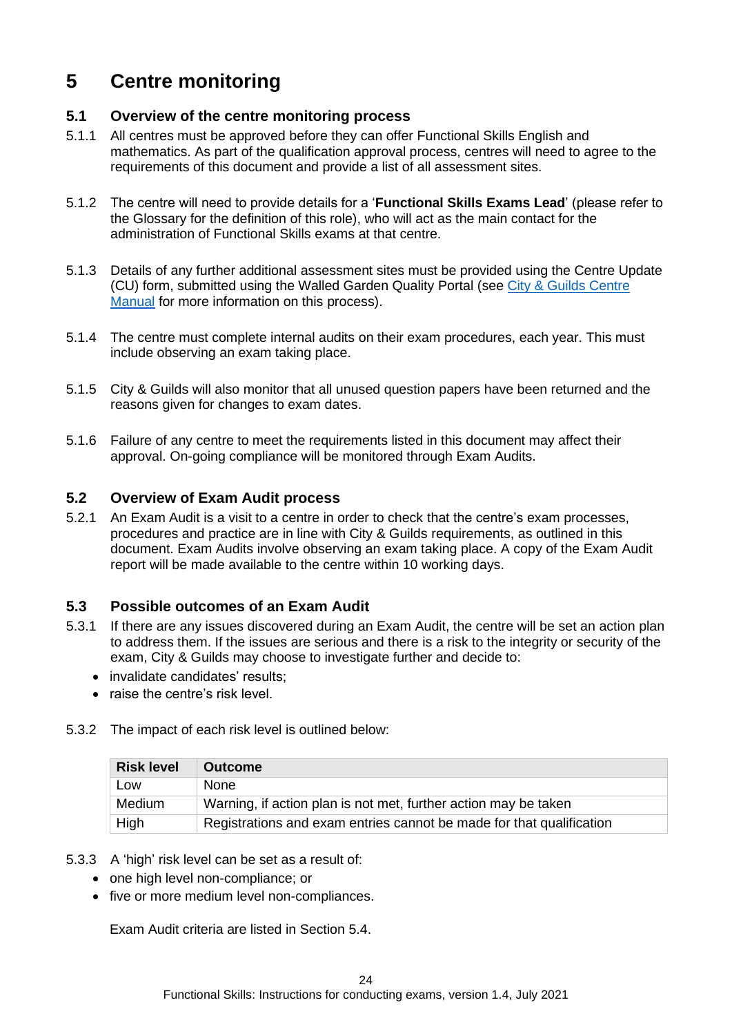# 5 Centre monitoring

## 5.1 Overview of the centre monitoring process

5.1.1 All centres must be approved before they can offer Functional Skills English and mathematics. As part of the qualification approval process, centres will need to agree to the requirements of this document and provide a list of all assessment sites.

5.1.2 The centre will need to provide details for a '**Functional Skills Exams Lead**' (please refer to the Glossary for the definition of this role), who will act as the main contact for the administration of Functional Skills exams at that centre.

5.1.3 Details of any further additional assessment sites must be provided using the Centre Update (CU) form, submitted using the Walled Garden Quality Portal (see City & Guilds Centre Manual for more information on this process).

5.1.4 The centre must complete internal audits on their exam procedures, each year. This must include observing an exam taking place.

5.1.5 City & Guilds will also monitor that all unused question papers have been returned and the reasons given for changes to exam dates.

5.1.6 Failure of any centre to meet the requirements listed in this document may affect their approval. On-going compliance will be monitored through Exam Audits.

## 5.2 Overview of Exam Audit process

5.2.1 An Exam Audit is a visit to a centre in order to check that the centre's exam processes, procedures and practice are in line with City & Guilds requirements, as outlined in this document. Exam Audits involve observing an exam taking place. A copy of the Exam Audit report will be made available to the centre within 10 working days.

## 5.3 Possible outcomes of an Exam Audit

5.3.1 If there are any issues discovered during an Exam Audit, the centre will be set an action plan to address them. If the issues are serious and there is a risk to the integrity or security of the exam, City & Guilds may choose to investigate further and decide to:

- invalidate candidates' results;
- raise the centre's risk level.

5.3.2 The impact of each risk level is outlined below:

| Risk level | Outcome |
|---|---|
| Low | None |
| Medium | Warning, if action plan is not met, further action may be taken |
| High | Registrations and exam entries cannot be made for that qualification |

5.3.3 A 'high' risk level can be set as a result of:

- one high level non-compliance; or
- five or more medium level non-compliances.

Exam Audit criteria are listed in Section 5.4.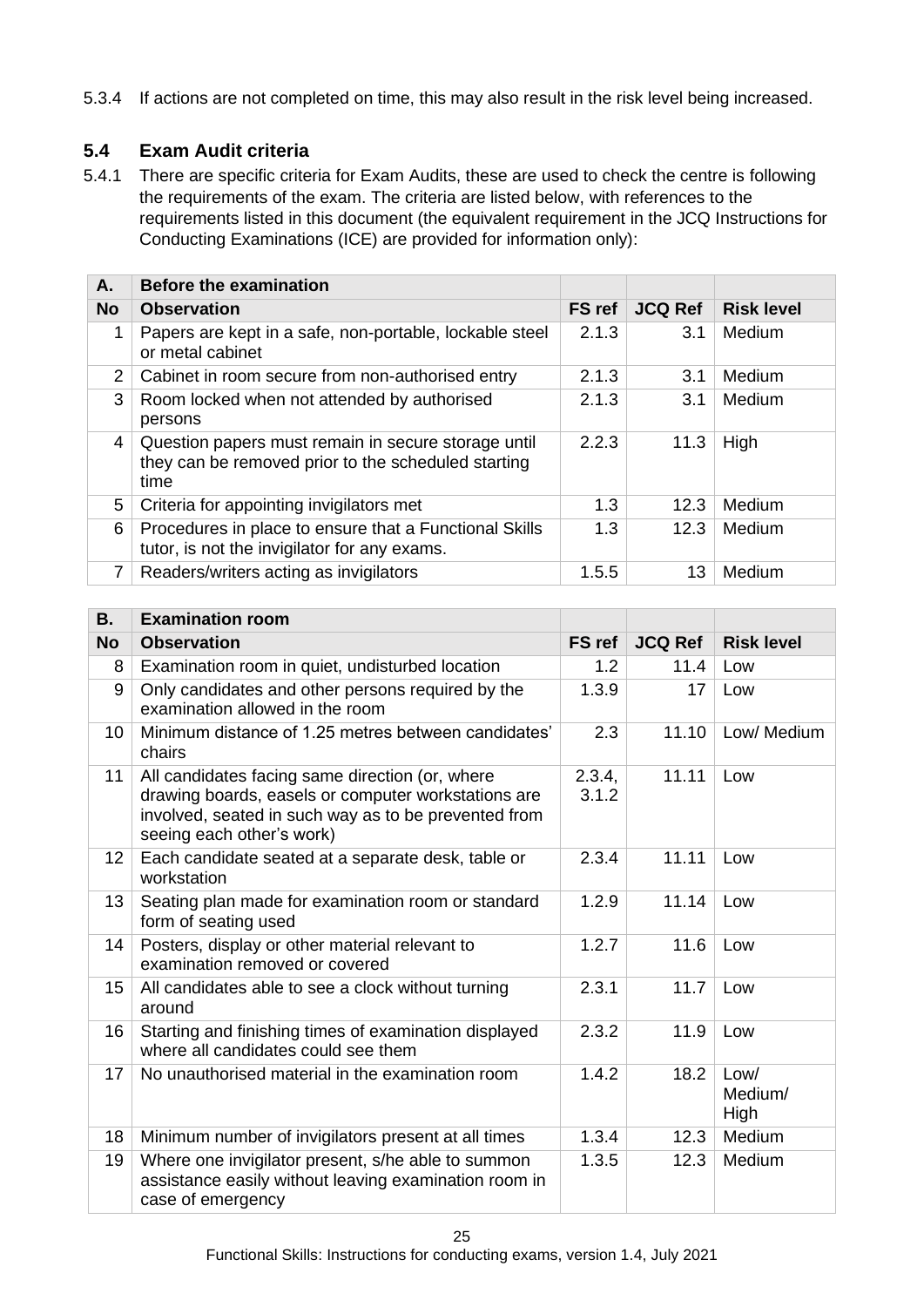5.3.4 If actions are not completed on time, this may also result in the risk level being increased.

## 5.4 Exam Audit criteria

5.4.1 There are specific criteria for Exam Audits, these are used to check the centre is following the requirements of the exam. The criteria are listed below, with references to the requirements listed in this document (the equivalent requirement in the JCQ Instructions for Conducting Examinations (ICE) are provided for information only):

| **A.** | **Before the examination** | | | |
|---|---|---|---|---|
| **No** | **Observation** | **FS ref** | **JCQ Ref** | **Risk level** |
| 1 | Papers are kept in a safe, non-portable, lockable steel or metal cabinet | 2.1.3 | 3.1 | Medium |
| 2 | Cabinet in room secure from non-authorised entry | 2.1.3 | 3.1 | Medium |
| 3 | Room locked when not attended by authorised persons | 2.1.3 | 3.1 | Medium |
| 4 | Question papers must remain in secure storage until they can be removed prior to the scheduled starting time | 2.2.3 | 11.3 | High |
| 5 | Criteria for appointing invigilators met | 1.3 | 12.3 | Medium |
| 6 | Procedures in place to ensure that a Functional Skills tutor, is not the invigilator for any exams. | 1.3 | 12.3 | Medium |
| 7 | Readers/writers acting as invigilators | 1.5.5 | 13 | Medium |

| **B.** | **Examination room** | | | |
|---|---|---|---|---|
| **No** | **Observation** | **FS ref** | **JCQ Ref** | **Risk level** |
| 8 | Examination room in quiet, undisturbed location | 1.2 | 11.4 | Low |
| 9 | Only candidates and other persons required by the examination allowed in the room | 1.3.9 | 17 | Low |
| 10 | Minimum distance of 1.25 metres between candidates' chairs | 2.3 | 11.10 | Low/ Medium |
| 11 | All candidates facing same direction (or, where drawing boards, easels or computer workstations are involved, seated in such way as to be prevented from seeing each other's work) | 2.3.4, 3.1.2 | 11.11 | Low |
| 12 | Each candidate seated at a separate desk, table or workstation | 2.3.4 | 11.11 | Low |
| 13 | Seating plan made for examination room or standard form of seating used | 1.2.9 | 11.14 | Low |
| 14 | Posters, display or other material relevant to examination removed or covered | 1.2.7 | 11.6 | Low |
| 15 | All candidates able to see a clock without turning around | 2.3.1 | 11.7 | Low |
| 16 | Starting and finishing times of examination displayed where all candidates could see them | 2.3.2 | 11.9 | Low |
| 17 | No unauthorised material in the examination room | 1.4.2 | 18.2 | Low/ Medium/ High |
| 18 | Minimum number of invigilators present at all times | 1.3.4 | 12.3 | Medium |
| 19 | Where one invigilator present, s/he able to summon assistance easily without leaving examination room in case of emergency | 1.3.5 | 12.3 | Medium |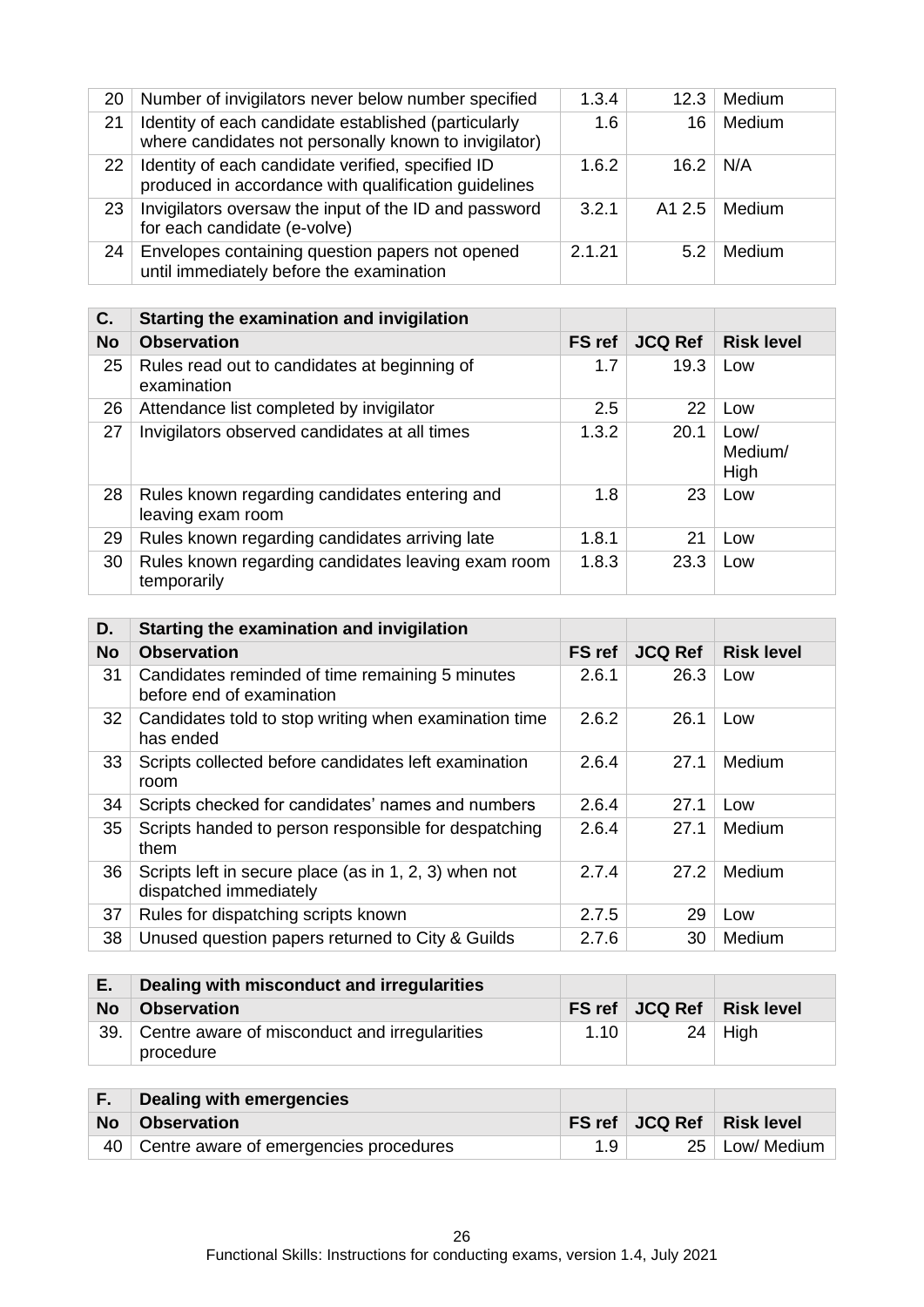| No | Observation | FS ref | JCQ Ref | Risk level |
|---|---|---|---|---|
| 20 | Number of invigilators never below number specified | 1.3.4 | 12.3 | Medium |
| 21 | Identity of each candidate established (particularly where candidates not personally known to invigilator) | 1.6 | 16 | Medium |
| 22 | Identity of each candidate verified, specified ID produced in accordance with qualification guidelines | 1.6.2 | 16.2 | N/A |
| 23 | Invigilators oversaw the input of the ID and password for each candidate (e-volve) | 3.2.1 | A1 2.5 | Medium |
| 24 | Envelopes containing question papers not opened until immediately before the examination | 2.1.21 | 5.2 | Medium |

| C. | Starting the examination and invigilation | | | |
|---|---|---|---|---|
| **No** | **Observation** | **FS ref** | **JCQ Ref** | **Risk level** |
| 25 | Rules read out to candidates at beginning of examination | 1.7 | 19.3 | Low |
| 26 | Attendance list completed by invigilator | 2.5 | 22 | Low |
| 27 | Invigilators observed candidates at all times | 1.3.2 | 20.1 | Low/ Medium/ High |
| 28 | Rules known regarding candidates entering and leaving exam room | 1.8 | 23 | Low |
| 29 | Rules known regarding candidates arriving late | 1.8.1 | 21 | Low |
| 30 | Rules known regarding candidates leaving exam room temporarily | 1.8.3 | 23.3 | Low |

| D. | Starting the examination and invigilation | | | |
|---|---|---|---|---|
| **No** | **Observation** | **FS ref** | **JCQ Ref** | **Risk level** |
| 31 | Candidates reminded of time remaining 5 minutes before end of examination | 2.6.1 | 26.3 | Low |
| 32 | Candidates told to stop writing when examination time has ended | 2.6.2 | 26.1 | Low |
| 33 | Scripts collected before candidates left examination room | 2.6.4 | 27.1 | Medium |
| 34 | Scripts checked for candidates' names and numbers | 2.6.4 | 27.1 | Low |
| 35 | Scripts handed to person responsible for despatching them | 2.6.4 | 27.1 | Medium |
| 36 | Scripts left in secure place (as in 1, 2, 3) when not dispatched immediately | 2.7.4 | 27.2 | Medium |
| 37 | Rules for dispatching scripts known | 2.7.5 | 29 | Low |
| 38 | Unused question papers returned to City & Guilds | 2.7.6 | 30 | Medium |

| E. | Dealing with misconduct and irregularities | | | |
|---|---|---|---|---|
| **No** | **Observation** | **FS ref** | **JCQ Ref** | **Risk level** |
| 39. | Centre aware of misconduct and irregularities procedure | 1.10 | 24 | High |

| F. | Dealing with emergencies | | | |
|---|---|---|---|---|
| **No** | **Observation** | **FS ref** | **JCQ Ref** | **Risk level** |
| 40 | Centre aware of emergencies procedures | 1.9 | 25 | Low/ Medium |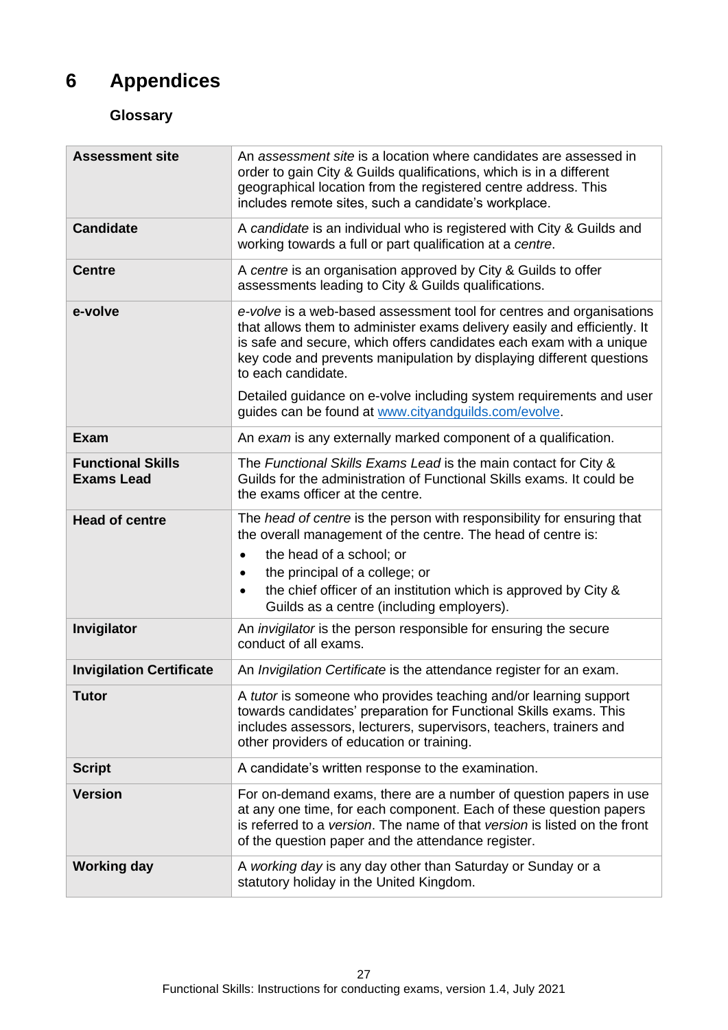# 6 Appendices

### Glossary

| | |
|---|---|
| **Assessment site** | An *assessment site* is a location where candidates are assessed in order to gain City & Guilds qualifications, which is in a different geographical location from the registered centre address. This includes remote sites, such a candidate's workplace. |
| **Candidate** | A *candidate* is an individual who is registered with City & Guilds and working towards a full or part qualification at a *centre*. |
| **Centre** | A *centre* is an organisation approved by City & Guilds to offer assessments leading to City & Guilds qualifications. |
| **e-volve** | *e-volve* is a web-based assessment tool for centres and organisations that allows them to administer exams delivery easily and efficiently. It is safe and secure, which offers candidates each exam with a unique key code and prevents manipulation by displaying different questions to each candidate.<br><br>Detailed guidance on e-volve including system requirements and user guides can be found at www.cityandguilds.com/evolve. |
| **Exam** | An *exam* is any externally marked component of a qualification. |
| **Functional Skills Exams Lead** | The *Functional Skills Exams Lead* is the main contact for City & Guilds for the administration of Functional Skills exams. It could be the exams officer at the centre. |
| **Head of centre** | The *head of centre* is the person with responsibility for ensuring that the overall management of the centre. The head of centre is:<br>• the head of a school; or<br>• the principal of a college; or<br>• the chief officer of an institution which is approved by City & Guilds as a centre (including employers). |
| **Invigilator** | An *invigilator* is the person responsible for ensuring the secure conduct of all exams. |
| **Invigilation Certificate** | An *Invigilation Certificate* is the attendance register for an exam. |
| **Tutor** | A *tutor* is someone who provides teaching and/or learning support towards candidates' preparation for Functional Skills exams. This includes assessors, lecturers, supervisors, teachers, trainers and other providers of education or training. |
| **Script** | A candidate's written response to the examination. |
| **Version** | For on-demand exams, there are a number of question papers in use at any one time, for each component. Each of these question papers is referred to a *version*. The name of that *version* is listed on the front of the question paper and the attendance register. |
| **Working day** | A *working day* is any day other than Saturday or Sunday or a statutory holiday in the United Kingdom. |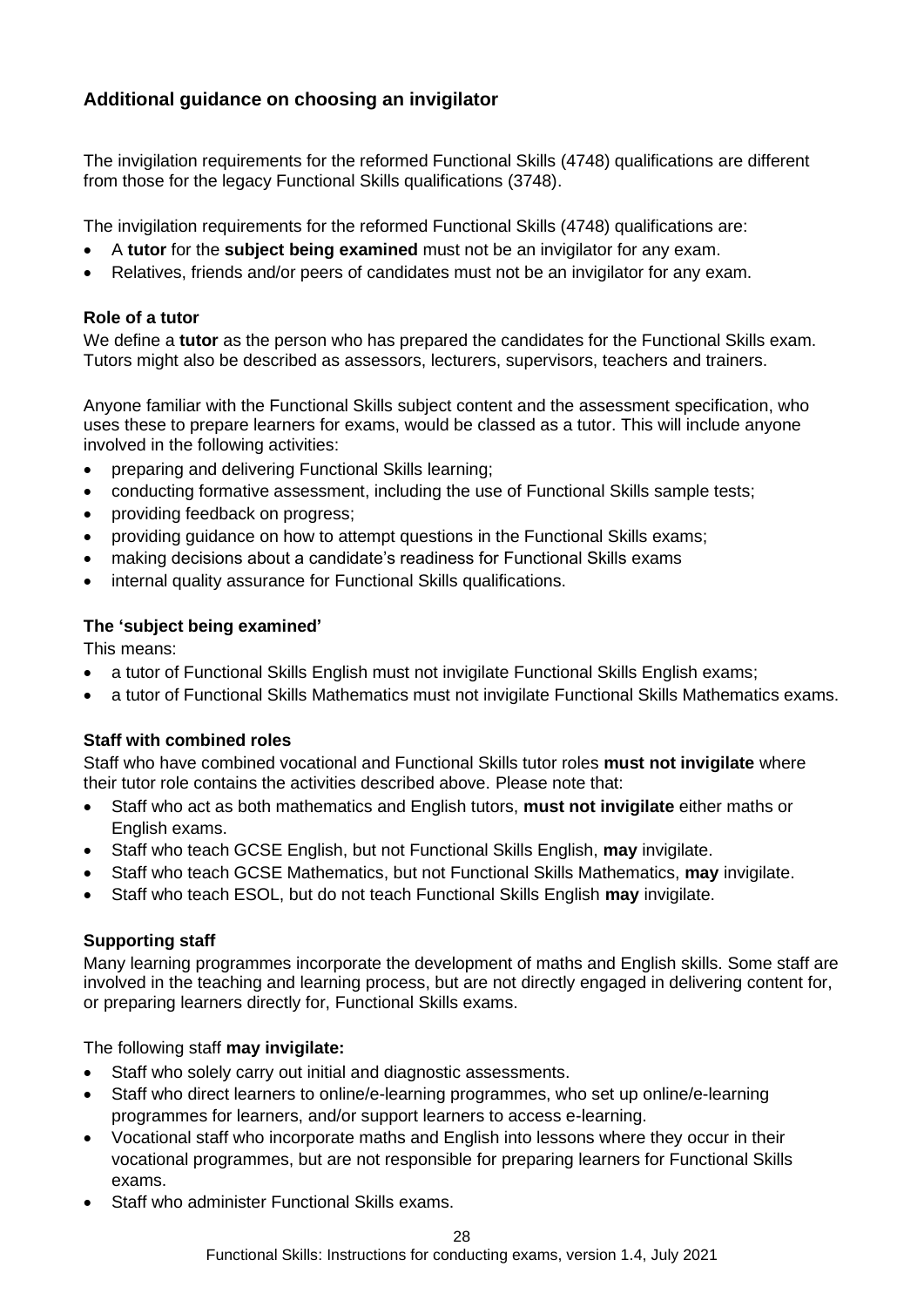## Additional guidance on choosing an invigilator

The invigilation requirements for the reformed Functional Skills (4748) qualifications are different from those for the legacy Functional Skills qualifications (3748).

The invigilation requirements for the reformed Functional Skills (4748) qualifications are:

- A **tutor** for the **subject being examined** must not be an invigilator for any exam.
- Relatives, friends and/or peers of candidates must not be an invigilator for any exam.

### Role of a tutor

We define a **tutor** as the person who has prepared the candidates for the Functional Skills exam. Tutors might also be described as assessors, lecturers, supervisors, teachers and trainers.

Anyone familiar with the Functional Skills subject content and the assessment specification, who uses these to prepare learners for exams, would be classed as a tutor. This will include anyone involved in the following activities:

- preparing and delivering Functional Skills learning;
- conducting formative assessment, including the use of Functional Skills sample tests;
- providing feedback on progress;
- providing guidance on how to attempt questions in the Functional Skills exams;
- making decisions about a candidate's readiness for Functional Skills exams
- internal quality assurance for Functional Skills qualifications.

### The 'subject being examined'

This means:

- a tutor of Functional Skills English must not invigilate Functional Skills English exams;
- a tutor of Functional Skills Mathematics must not invigilate Functional Skills Mathematics exams.

### Staff with combined roles

Staff who have combined vocational and Functional Skills tutor roles **must not invigilate** where their tutor role contains the activities described above. Please note that:

- Staff who act as both mathematics and English tutors, **must not invigilate** either maths or English exams.
- Staff who teach GCSE English, but not Functional Skills English, **may** invigilate.
- Staff who teach GCSE Mathematics, but not Functional Skills Mathematics, **may** invigilate.
- Staff who teach ESOL, but do not teach Functional Skills English **may** invigilate.

### Supporting staff

Many learning programmes incorporate the development of maths and English skills. Some staff are involved in the teaching and learning process, but are not directly engaged in delivering content for, or preparing learners directly for, Functional Skills exams.

The following staff **may invigilate:**

- Staff who solely carry out initial and diagnostic assessments.
- Staff who direct learners to online/e-learning programmes, who set up online/e-learning programmes for learners, and/or support learners to access e-learning.
- Vocational staff who incorporate maths and English into lessons where they occur in their vocational programmes, but are not responsible for preparing learners for Functional Skills exams.
- Staff who administer Functional Skills exams.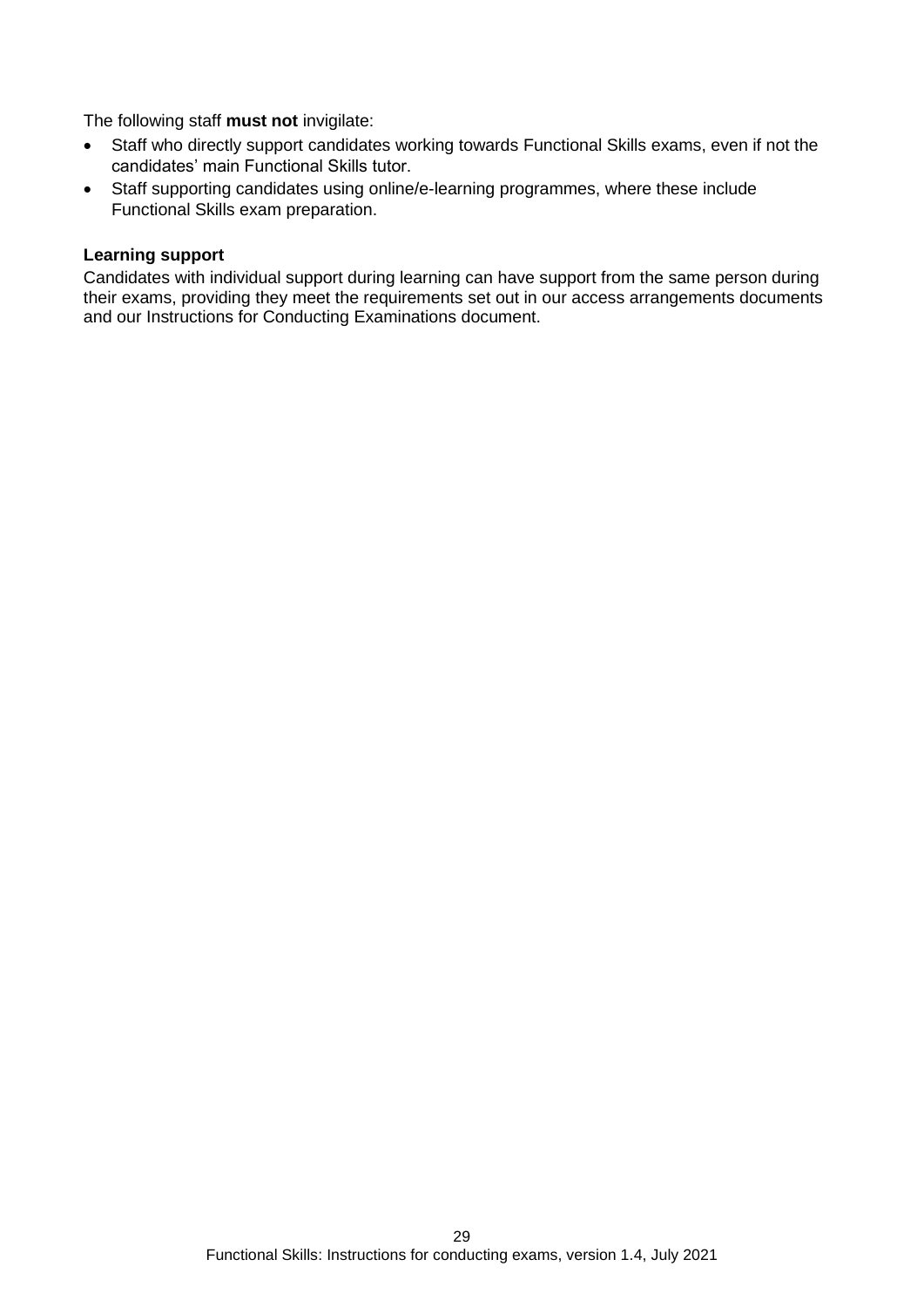The following staff **must not** invigilate:

- Staff who directly support candidates working towards Functional Skills exams, even if not the candidates' main Functional Skills tutor.
- Staff supporting candidates using online/e-learning programmes, where these include Functional Skills exam preparation.

**Learning support**

Candidates with individual support during learning can have support from the same person during their exams, providing they meet the requirements set out in our access arrangements documents and our Instructions for Conducting Examinations document.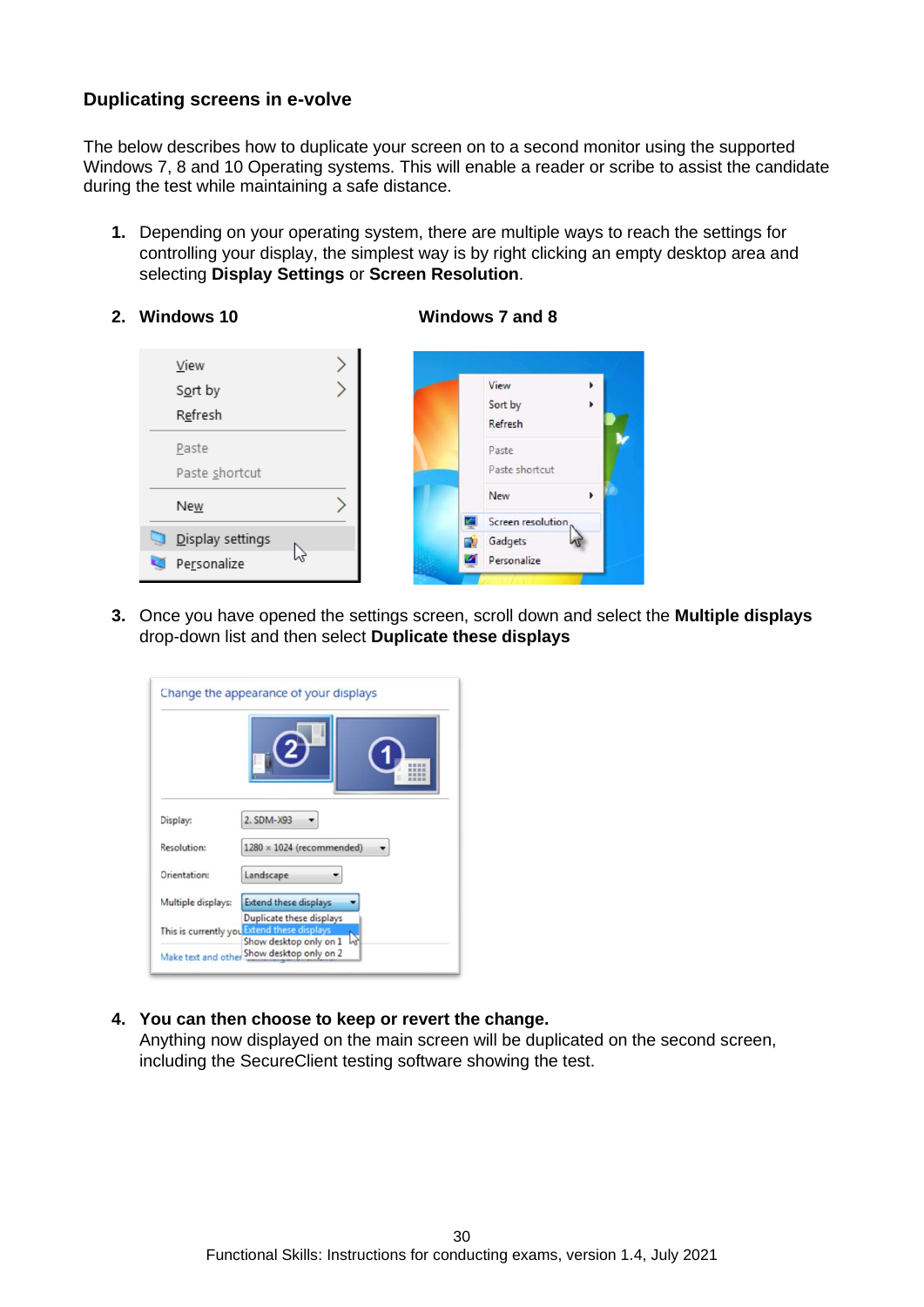### Duplicating screens in e-volve

The below describes how to duplicate your screen on to a second monitor using the supported Windows 7, 8 and 10 Operating systems. This will enable a reader or scribe to assist the candidate during the test while maintaining a safe distance.

1. Depending on your operating system, there are multiple ways to reach the settings for controlling your display, the simplest way is by right clicking an empty desktop area and selecting **Display Settings** or **Screen Resolution**.

2. **Windows 10** **Windows 7 and 8**

3. Once you have opened the settings screen, scroll down and select the **Multiple displays** drop-down list and then select **Duplicate these displays**

4. **You can then choose to keep or revert the change.**
   Anything now displayed on the main screen will be duplicated on the second screen, including the SecureClient testing software showing the test.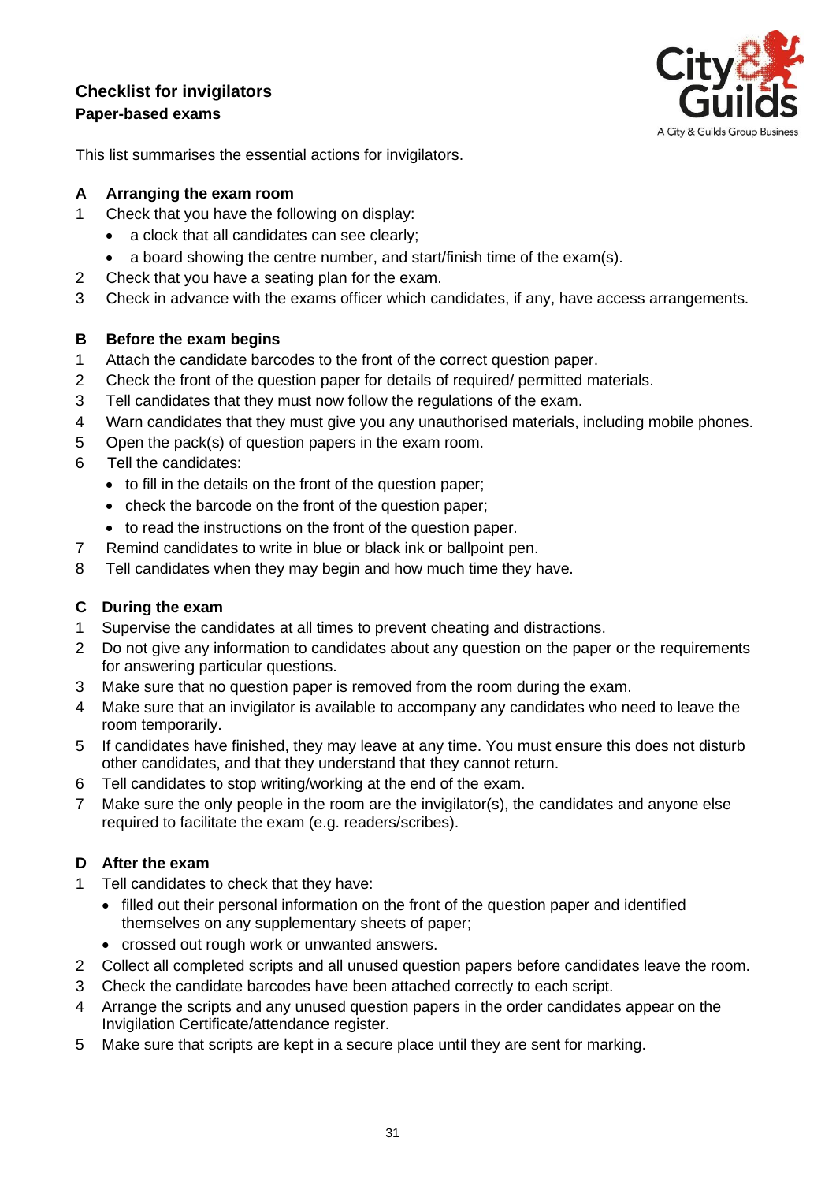## Checklist for invigilators

### Paper-based exams

This list summarises the essential actions for invigilators.

### A Arranging the exam room

1. Check that you have the following on display:
   - a clock that all candidates can see clearly;
   - a board showing the centre number, and start/finish time of the exam(s).
2. Check that you have a seating plan for the exam.
3. Check in advance with the exams officer which candidates, if any, have access arrangements.

### B Before the exam begins

1. Attach the candidate barcodes to the front of the correct question paper.
2. Check the front of the question paper for details of required/ permitted materials.
3. Tell candidates that they must now follow the regulations of the exam.
4. Warn candidates that they must give you any unauthorised materials, including mobile phones.
5. Open the pack(s) of question papers in the exam room.
6. Tell the candidates:
   - to fill in the details on the front of the question paper;
   - check the barcode on the front of the question paper;
   - to read the instructions on the front of the question paper.
7. Remind candidates to write in blue or black ink or ballpoint pen.
8. Tell candidates when they may begin and how much time they have.

### C During the exam

1. Supervise the candidates at all times to prevent cheating and distractions.
2. Do not give any information to candidates about any question on the paper or the requirements for answering particular questions.
3. Make sure that no question paper is removed from the room during the exam.
4. Make sure that an invigilator is available to accompany any candidates who need to leave the room temporarily.
5. If candidates have finished, they may leave at any time. You must ensure this does not disturb other candidates, and that they understand that they cannot return.
6. Tell candidates to stop writing/working at the end of the exam.
7. Make sure the only people in the room are the invigilator(s), the candidates and anyone else required to facilitate the exam (e.g. readers/scribes).

### D After the exam

1. Tell candidates to check that they have:
   - filled out their personal information on the front of the question paper and identified themselves on any supplementary sheets of paper;
   - crossed out rough work or unwanted answers.
2. Collect all completed scripts and all unused question papers before candidates leave the room.
3. Check the candidate barcodes have been attached correctly to each script.
4. Arrange the scripts and any unused question papers in the order candidates appear on the Invigilation Certificate/attendance register.
5. Make sure that scripts are kept in a secure place until they are sent for marking.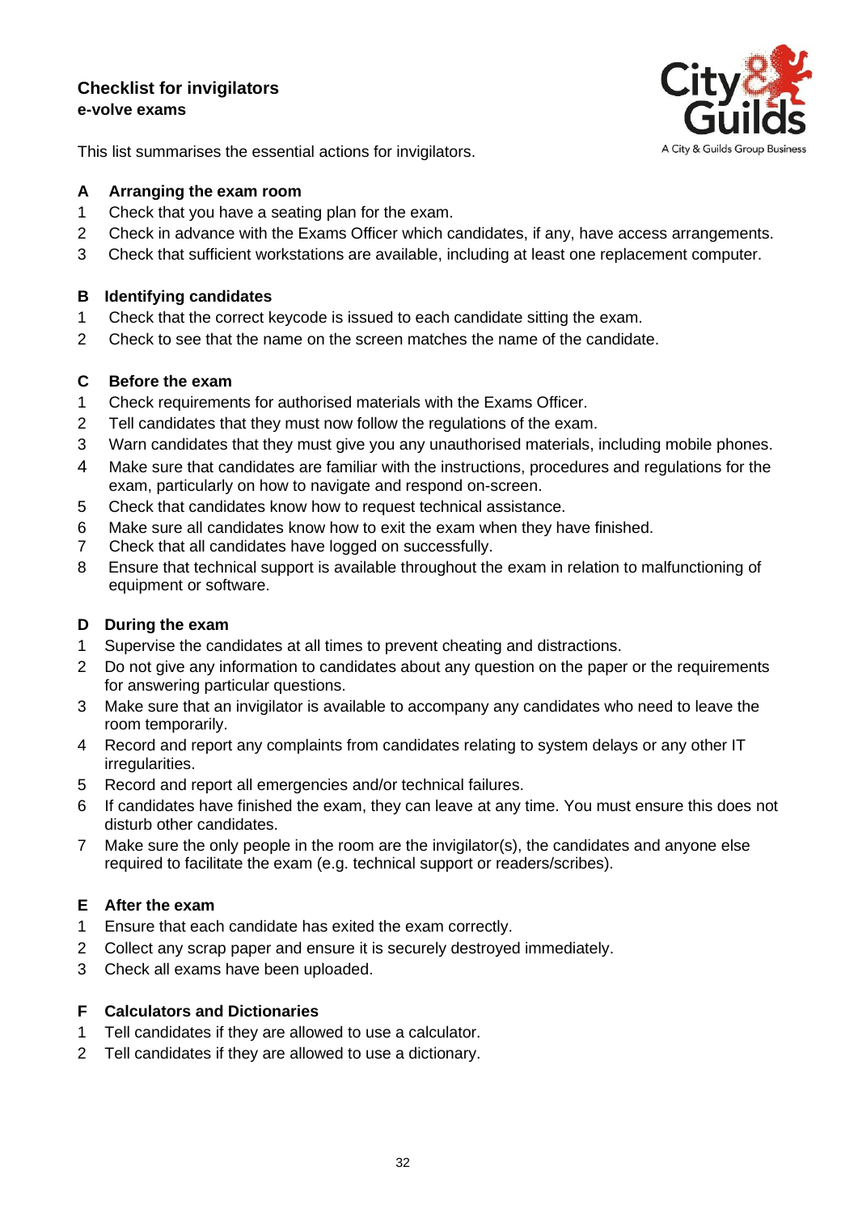## Checklist for invigilators

**e-volve exams**

This list summarises the essential actions for invigilators.

### A Arranging the exam room

1. Check that you have a seating plan for the exam.
2. Check in advance with the Exams Officer which candidates, if any, have access arrangements.
3. Check that sufficient workstations are available, including at least one replacement computer.

### B Identifying candidates

1. Check that the correct keycode is issued to each candidate sitting the exam.
2. Check to see that the name on the screen matches the name of the candidate.

### C Before the exam

1. Check requirements for authorised materials with the Exams Officer.
2. Tell candidates that they must now follow the regulations of the exam.
3. Warn candidates that they must give you any unauthorised materials, including mobile phones.
4. Make sure that candidates are familiar with the instructions, procedures and regulations for the exam, particularly on how to navigate and respond on-screen.
5. Check that candidates know how to request technical assistance.
6. Make sure all candidates know how to exit the exam when they have finished.
7. Check that all candidates have logged on successfully.
8. Ensure that technical support is available throughout the exam in relation to malfunctioning of equipment or software.

### D During the exam

1. Supervise the candidates at all times to prevent cheating and distractions.
2. Do not give any information to candidates about any question on the paper or the requirements for answering particular questions.
3. Make sure that an invigilator is available to accompany any candidates who need to leave the room temporarily.
4. Record and report any complaints from candidates relating to system delays or any other IT irregularities.
5. Record and report all emergencies and/or technical failures.
6. If candidates have finished the exam, they can leave at any time. You must ensure this does not disturb other candidates.
7. Make sure the only people in the room are the invigilator(s), the candidates and anyone else required to facilitate the exam (e.g. technical support or readers/scribes).

### E After the exam

1. Ensure that each candidate has exited the exam correctly.
2. Collect any scrap paper and ensure it is securely destroyed immediately.
3. Check all exams have been uploaded.

### F Calculators and Dictionaries

1. Tell candidates if they are allowed to use a calculator.
2. Tell candidates if they are allowed to use a dictionary.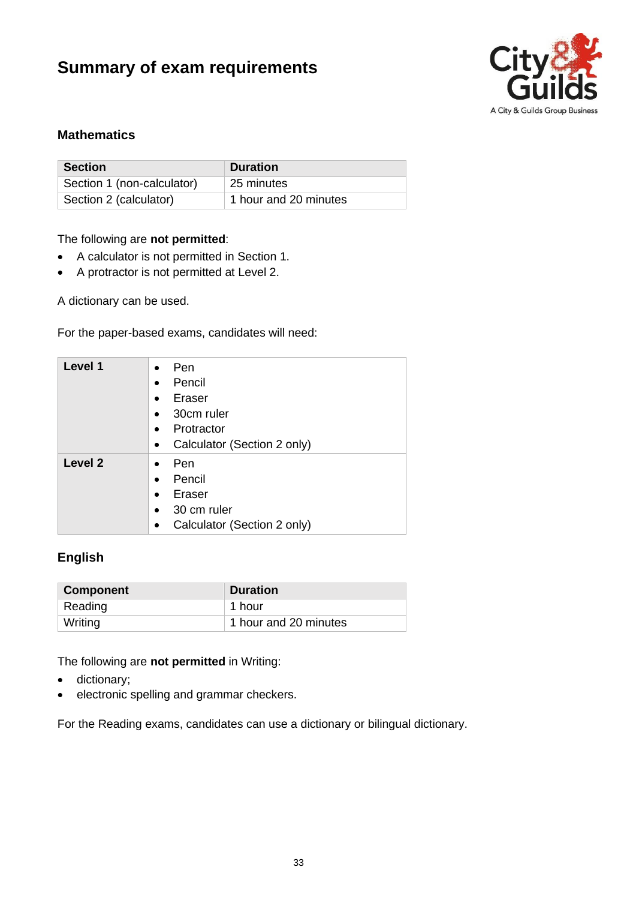# Summary of exam requirements

## Mathematics

| Section | Duration |
|---|---|
| Section 1 (non-calculator) | 25 minutes |
| Section 2 (calculator) | 1 hour and 20 minutes |

The following are **not permitted**:

- A calculator is not permitted in Section 1.
- A protractor is not permitted at Level 2.

A dictionary can be used.

For the paper-based exams, candidates will need:

| Level | Equipment |
|---|---|
| **Level 1** | • Pen<br>• Pencil<br>• Eraser<br>• 30cm ruler<br>• Protractor<br>• Calculator (Section 2 only) |
| **Level 2** | • Pen<br>• Pencil<br>• Eraser<br>• 30 cm ruler<br>• Calculator (Section 2 only) |

## English

| Component | Duration |
|---|---|
| Reading | 1 hour |
| Writing | 1 hour and 20 minutes |

The following are **not permitted** in Writing:

- dictionary;
- electronic spelling and grammar checkers.

For the Reading exams, candidates can use a dictionary or bilingual dictionary.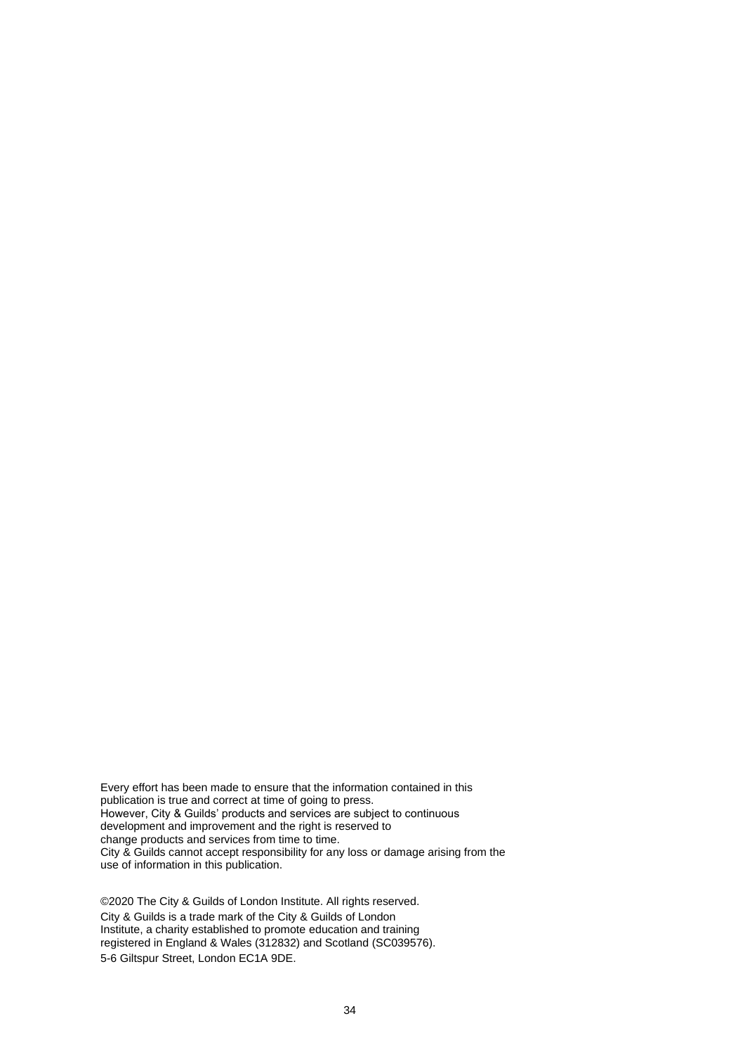Every effort has been made to ensure that the information contained in this publication is true and correct at time of going to press.
However, City & Guilds' products and services are subject to continuous development and improvement and the right is reserved to change products and services from time to time.
City & Guilds cannot accept responsibility for any loss or damage arising from the use of information in this publication.

©2020 The City & Guilds of London Institute. All rights reserved.
City & Guilds is a trade mark of the City & Guilds of London Institute, a charity established to promote education and training registered in England & Wales (312832) and Scotland (SC039576).
5-6 Giltspur Street, London EC1A 9DE.